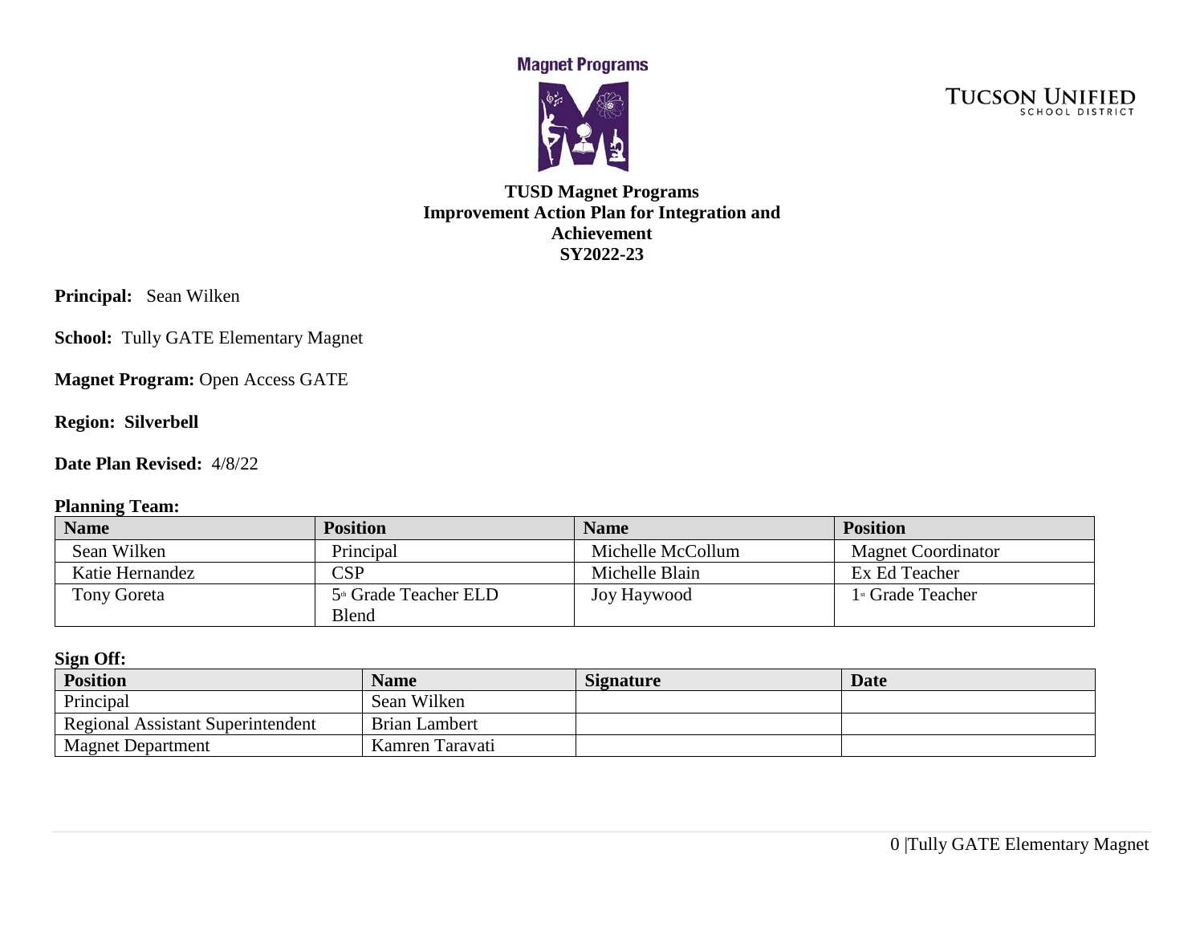Magnet Programs

TUCSON UNIFIED SCHOOL DISTRICT

# TUSD Magnet Programs
# Improvement Action Plan for Integration and Achievement
# SY2022-23

**Principal:** Sean Wilken

**School:** Tully GATE Elementary Magnet

**Magnet Program:** Open Access GATE

**Region: Silverbell**

**Date Plan Revised:** 4/8/22

**Planning Team:**

| Name | Position | Name | Position |
|---|---|---|---|
| Sean Wilken | Principal | Michelle McCollum | Magnet Coordinator |
| Katie Hernandez | CSP | Michelle Blain | Ex Ed Teacher |
| Tony Goreta | 5th Grade Teacher ELD Blend | Joy Haywood | 1st Grade Teacher |

**Sign Off:**

| Position | Name | Signature | Date |
|---|---|---|---|
| Principal | Sean Wilken | | |
| Regional Assistant Superintendent | Brian Lambert | | |
| Magnet Department | Kamren Taravati | | |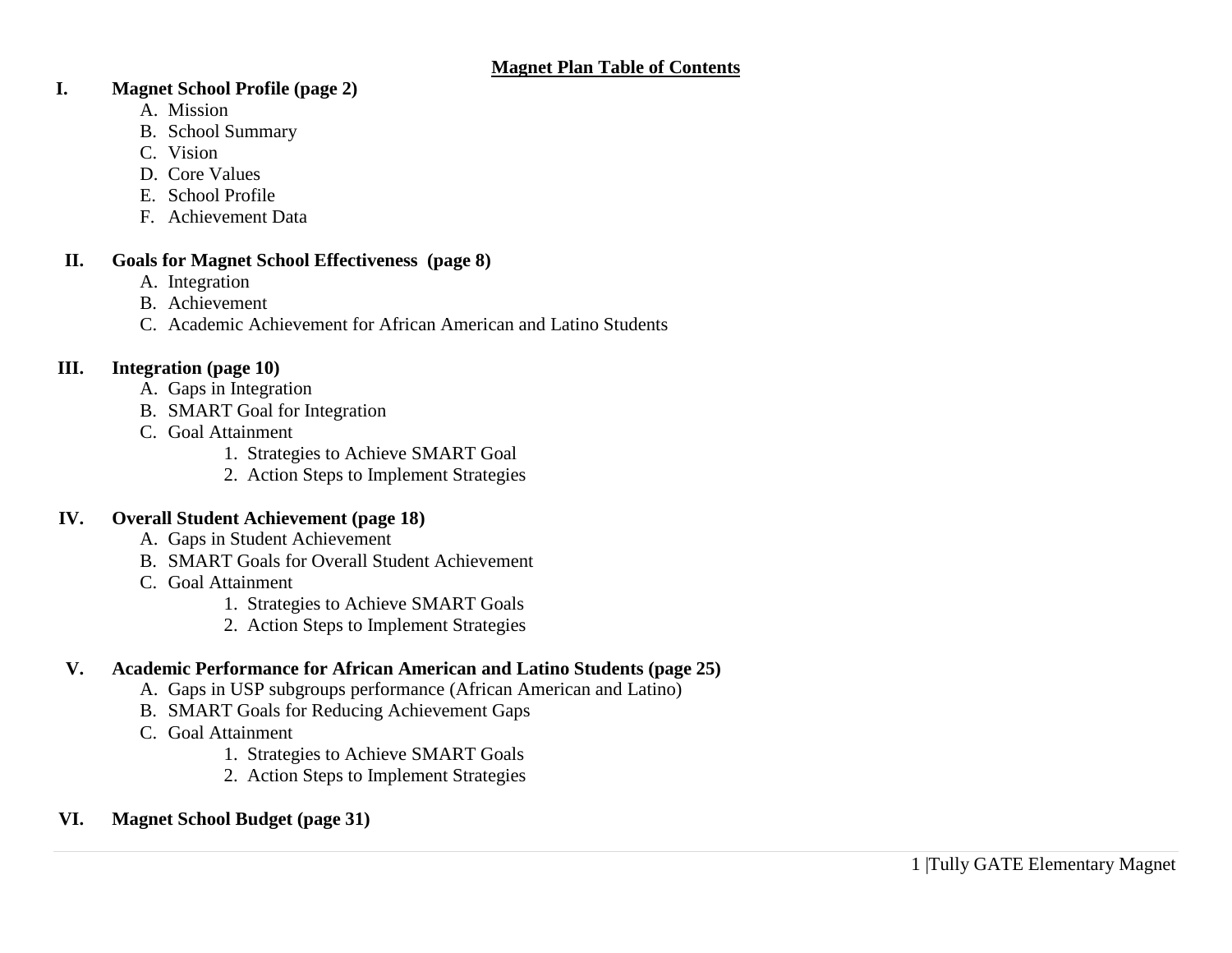# Magnet Plan Table of Contents

**I. Magnet School Profile (page 2)**

A. Mission
B. School Summary
C. Vision
D. Core Values
E. School Profile
F. Achievement Data

**II. Goals for Magnet School Effectiveness (page 8)**

A. Integration
B. Achievement
C. Academic Achievement for African American and Latino Students

**III. Integration (page 10)**

A. Gaps in Integration
B. SMART Goal for Integration
C. Goal Attainment
   1. Strategies to Achieve SMART Goal
   2. Action Steps to Implement Strategies

**IV. Overall Student Achievement (page 18)**

A. Gaps in Student Achievement
B. SMART Goals for Overall Student Achievement
C. Goal Attainment
   1. Strategies to Achieve SMART Goals
   2. Action Steps to Implement Strategies

**V. Academic Performance for African American and Latino Students (page 25)**

A. Gaps in USP subgroups performance (African American and Latino)
B. SMART Goals for Reducing Achievement Gaps
C. Goal Attainment
   1. Strategies to Achieve SMART Goals
   2. Action Steps to Implement Strategies

**VI. Magnet School Budget (page 31)**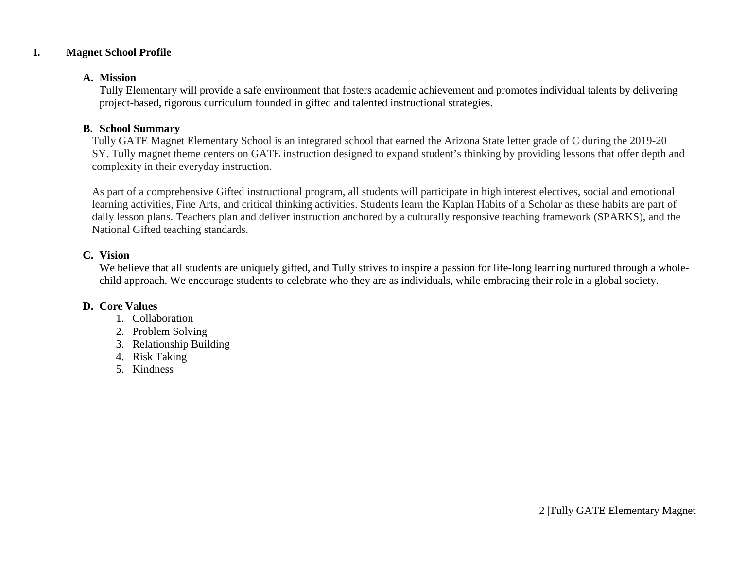# I. Magnet School Profile

## A. Mission

Tully Elementary will provide a safe environment that fosters academic achievement and promotes individual talents by delivering project-based, rigorous curriculum founded in gifted and talented instructional strategies.

## B. School Summary

Tully GATE Magnet Elementary School is an integrated school that earned the Arizona State letter grade of C during the 2019-20 SY. Tully magnet theme centers on GATE instruction designed to expand student's thinking by providing lessons that offer depth and complexity in their everyday instruction.

As part of a comprehensive Gifted instructional program, all students will participate in high interest electives, social and emotional learning activities, Fine Arts, and critical thinking activities. Students learn the Kaplan Habits of a Scholar as these habits are part of daily lesson plans. Teachers plan and deliver instruction anchored by a culturally responsive teaching framework (SPARKS), and the National Gifted teaching standards.

## C. Vision

We believe that all students are uniquely gifted, and Tully strives to inspire a passion for life-long learning nurtured through a whole-child approach. We encourage students to celebrate who they are as individuals, while embracing their role in a global society.

## D. Core Values

1. Collaboration
2. Problem Solving
3. Relationship Building
4. Risk Taking
5. Kindness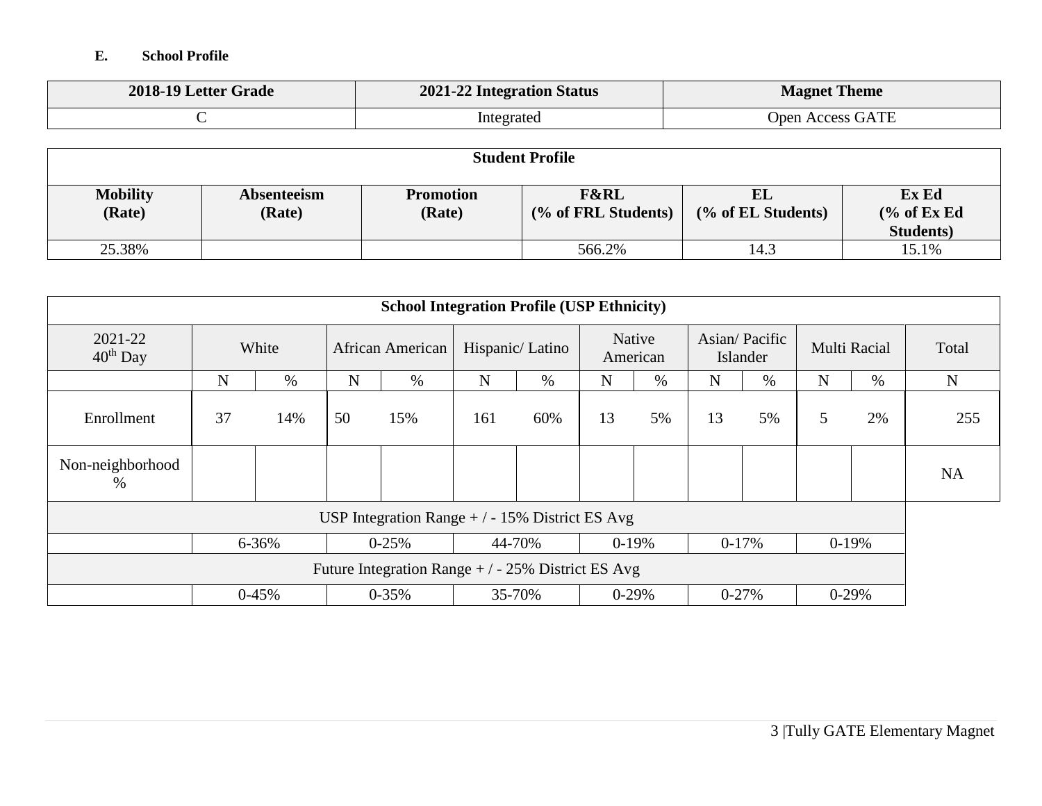E. **School Profile**

| 2018-19 Letter Grade | 2021-22 Integration Status | Magnet Theme |
|---|---|---|
| C | Integrated | Open Access GATE |

| Student Profile | | | | | |
|---|---|---|---|---|---|
| **Mobility (Rate)** | **Absenteeism (Rate)** | **Promotion (Rate)** | **F&RL (% of FRL Students)** | **EL (% of EL Students)** | **Ex Ed (% of Ex Ed Students)** |
| 25.38% | | | 566.2% | 14.3 | 15.1% |

| School Integration Profile (USP Ethnicity) | | | | | | | | | | | | | |
|---|---|---|---|---|---|---|---|---|---|---|---|---|---|
| 2021-22 40th Day | White | | African American | | Hispanic/ Latino | | Native American | | Asian/ Pacific Islander | | Multi Racial | | Total |
| | N | % | N | % | N | % | N | % | N | % | N | % | N |
| Enrollment | 37 | 14% | 50 | 15% | 161 | 60% | 13 | 5% | 13 | 5% | 5 | 2% | 255 |
| Non-neighborhood % | | | | | | | | | | | | | NA |
| USP Integration Range + / - 15% District ES Avg | | | | | | | | | | | | | |
| | 6-36% | | 0-25% | | 44-70% | | 0-19% | | 0-17% | | 0-19% | | |
| Future Integration Range + / - 25% District ES Avg | | | | | | | | | | | | | |
| | 0-45% | | 0-35% | | 35-70% | | 0-29% | | 0-27% | | 0-29% | | |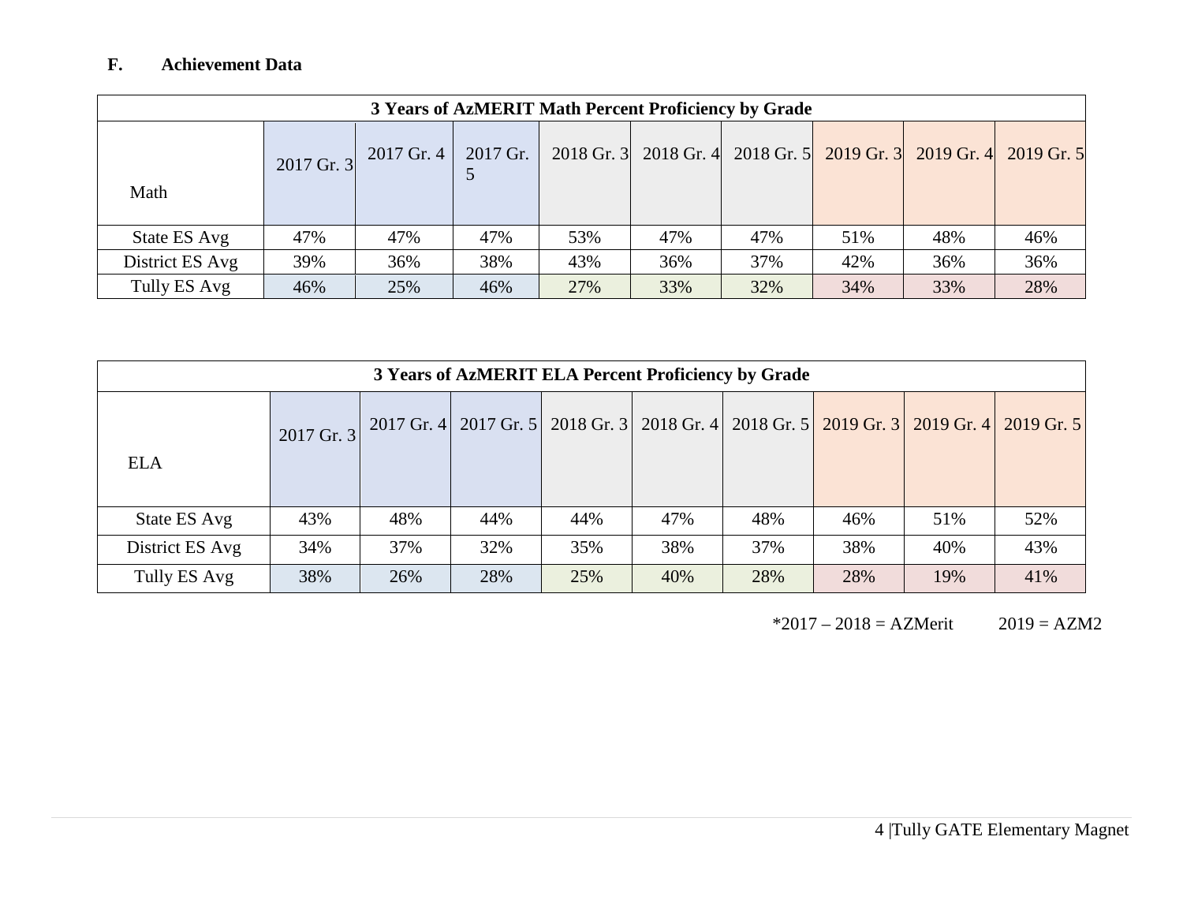**F. Achievement Data**

| 3 Years of AzMERIT Math Percent Proficiency by Grade | | | | | | | | | |
|---|---|---|---|---|---|---|---|---|---|
| Math | 2017 Gr. 3 | 2017 Gr. 4 | 2017 Gr. 5 | 2018 Gr. 3 | 2018 Gr. 4 | 2018 Gr. 5 | 2019 Gr. 3 | 2019 Gr. 4 | 2019 Gr. 5 |
| State ES Avg | 47% | 47% | 47% | 53% | 47% | 47% | 51% | 48% | 46% |
| District ES Avg | 39% | 36% | 38% | 43% | 36% | 37% | 42% | 36% | 36% |
| Tully ES Avg | 46% | 25% | 46% | 27% | 33% | 32% | 34% | 33% | 28% |

| 3 Years of AzMERIT ELA Percent Proficiency by Grade | | | | | | | | | |
|---|---|---|---|---|---|---|---|---|---|
| ELA | 2017 Gr. 3 | 2017 Gr. 4 | 2017 Gr. 5 | 2018 Gr. 3 | 2018 Gr. 4 | 2018 Gr. 5 | 2019 Gr. 3 | 2019 Gr. 4 | 2019 Gr. 5 |
| State ES Avg | 43% | 48% | 44% | 44% | 47% | 48% | 46% | 51% | 52% |
| District ES Avg | 34% | 37% | 32% | 35% | 38% | 37% | 38% | 40% | 43% |
| Tully ES Avg | 38% | 26% | 28% | 25% | 40% | 28% | 28% | 19% | 41% |

*2017 – 2018 = AZMerit 2019 = AZM2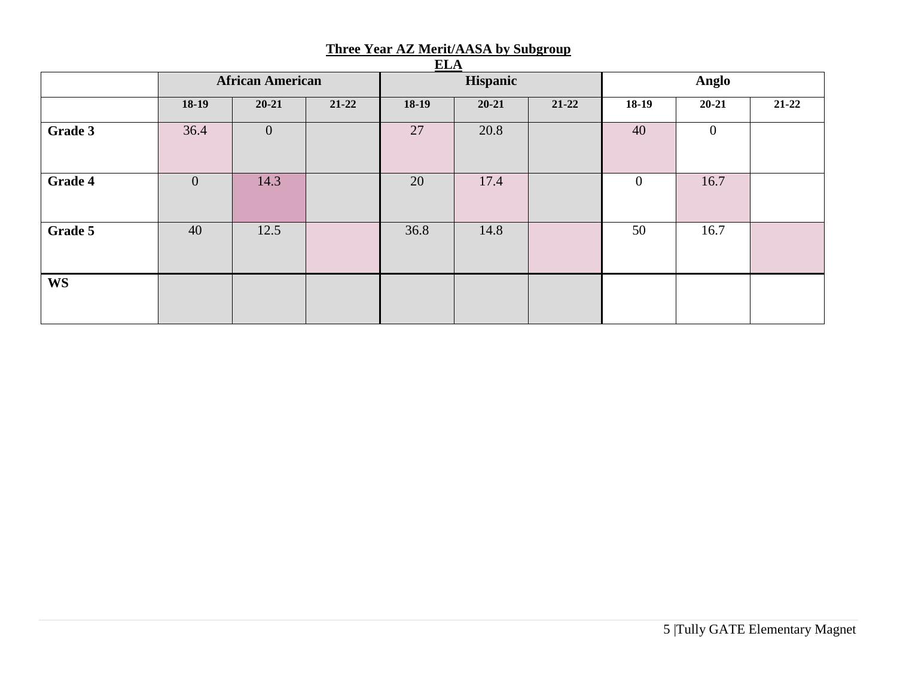## Three Year AZ Merit/AASA by Subgroup

## ELA

| | African American | | | Hispanic | | | Anglo | | |
|---|---|---|---|---|---|---|---|---|---|
| | 18-19 | 20-21 | 21-22 | 18-19 | 20-21 | 21-22 | 18-19 | 20-21 | 21-22 |
| **Grade 3** | 36.4 | 0 | | 27 | 20.8 | | 40 | 0 | |
| **Grade 4** | 0 | 14.3 | | 20 | 17.4 | | 0 | 16.7 | |
| **Grade 5** | 40 | 12.5 | | 36.8 | 14.8 | | 50 | 16.7 | |
| **WS** | | | | | | | | | |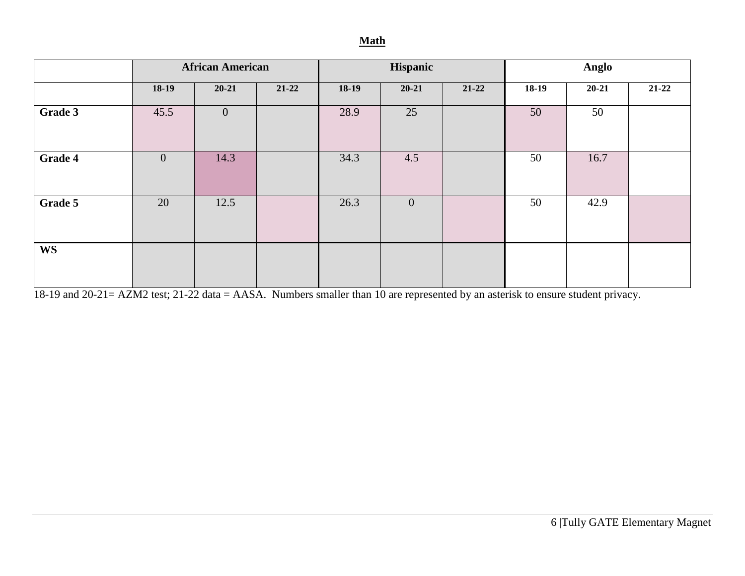**Math**

| | African American | | | Hispanic | | | Anglo | | |
|---|---|---|---|---|---|---|---|---|---|
| | 18-19 | 20-21 | 21-22 | 18-19 | 20-21 | 21-22 | 18-19 | 20-21 | 21-22 |
| **Grade 3** | 45.5 | 0 | | 28.9 | 25 | | 50 | 50 | |
| **Grade 4** | 0 | 14.3 | | 34.3 | 4.5 | | 50 | 16.7 | |
| **Grade 5** | 20 | 12.5 | | 26.3 | 0 | | 50 | 42.9 | |
| **WS** | | | | | | | | | |

18-19 and 20-21= AZM2 test; 21-22 data = AASA. Numbers smaller than 10 are represented by an asterisk to ensure student privacy.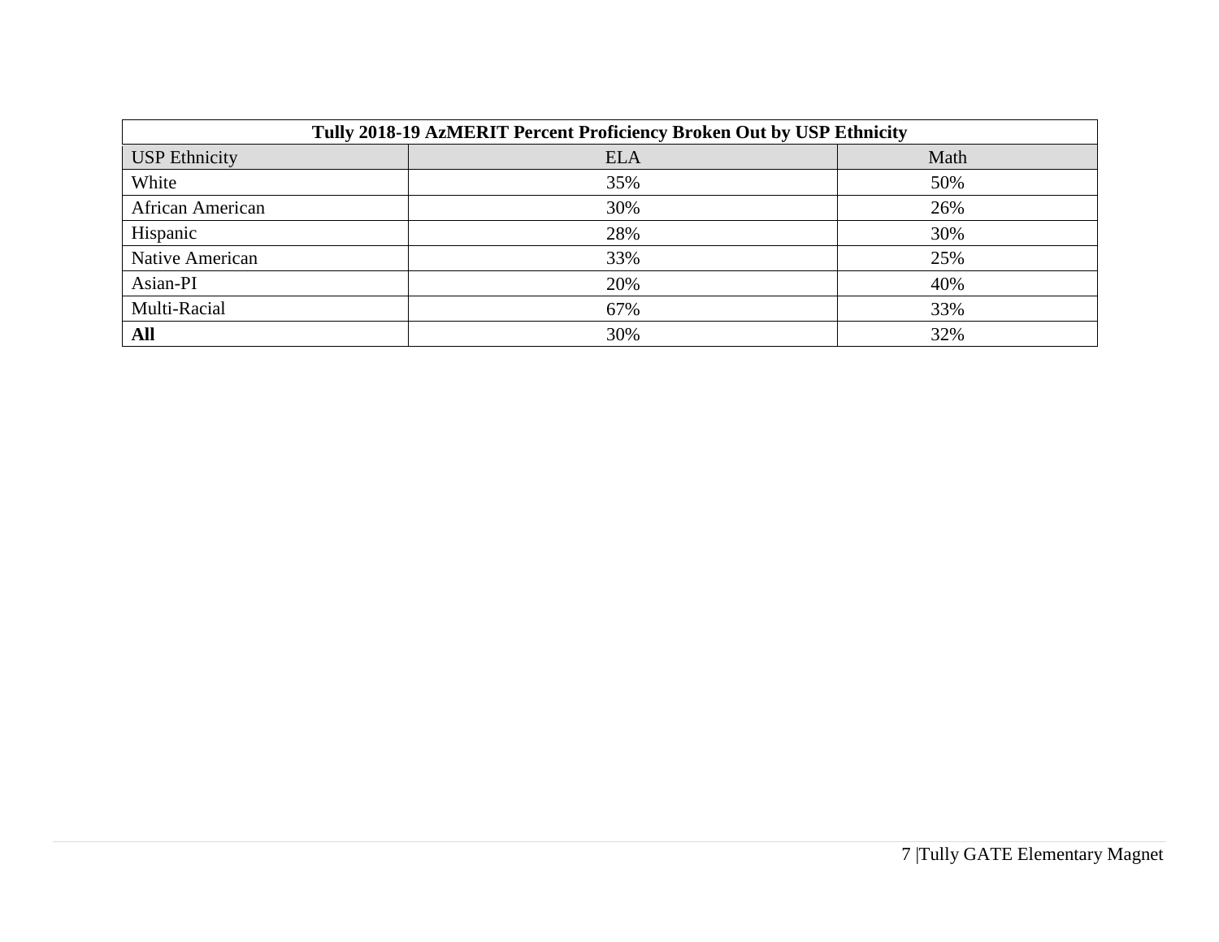| Tully 2018-19 AzMERIT Percent Proficiency Broken Out by USP Ethnicity | | |
|---|---|---|
| USP Ethnicity | ELA | Math |
| White | 35% | 50% |
| African American | 30% | 26% |
| Hispanic | 28% | 30% |
| Native American | 33% | 25% |
| Asian-PI | 20% | 40% |
| Multi-Racial | 67% | 33% |
| **All** | 30% | 32% |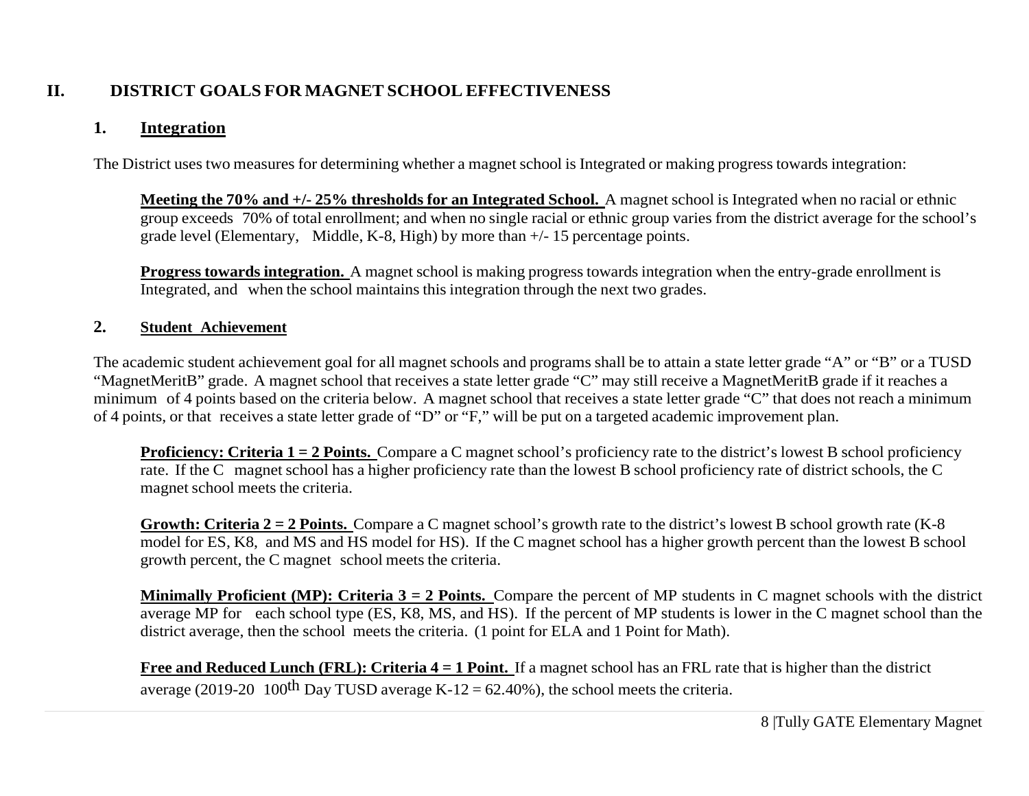## II. DISTRICT GOALS FOR MAGNET SCHOOL EFFECTIVENESS

### 1. Integration

The District uses two measures for determining whether a magnet school is Integrated or making progress towards integration:

**Meeting the 70% and +/- 25% thresholds for an Integrated School.** A magnet school is Integrated when no racial or ethnic group exceeds 70% of total enrollment; and when no single racial or ethnic group varies from the district average for the school's grade level (Elementary, Middle, K-8, High) by more than +/- 15 percentage points.

**Progress towards integration.** A magnet school is making progress towards integration when the entry-grade enrollment is Integrated, and when the school maintains this integration through the next two grades.

### 2. Student Achievement

The academic student achievement goal for all magnet schools and programs shall be to attain a state letter grade "A" or "B" or a TUSD "MagnetMeritB" grade. A magnet school that receives a state letter grade "C" may still receive a MagnetMeritB grade if it reaches a minimum of 4 points based on the criteria below. A magnet school that receives a state letter grade "C" that does not reach a minimum of 4 points, or that receives a state letter grade of "D" or "F," will be put on a targeted academic improvement plan.

**Proficiency: Criteria 1 = 2 Points.** Compare a C magnet school's proficiency rate to the district's lowest B school proficiency rate. If the C magnet school has a higher proficiency rate than the lowest B school proficiency rate of district schools, the C magnet school meets the criteria.

**Growth: Criteria 2 = 2 Points.** Compare a C magnet school's growth rate to the district's lowest B school growth rate (K-8 model for ES, K8, and MS and HS model for HS). If the C magnet school has a higher growth percent than the lowest B school growth percent, the C magnet school meets the criteria.

**Minimally Proficient (MP): Criteria 3 = 2 Points.** Compare the percent of MP students in C magnet schools with the district average MP for each school type (ES, K8, MS, and HS). If the percent of MP students is lower in the C magnet school than the district average, then the school meets the criteria. (1 point for ELA and 1 Point for Math).

**Free and Reduced Lunch (FRL): Criteria 4 = 1 Point.** If a magnet school has an FRL rate that is higher than the district average (2019-20 100th Day TUSD average K-12 = 62.40%), the school meets the criteria.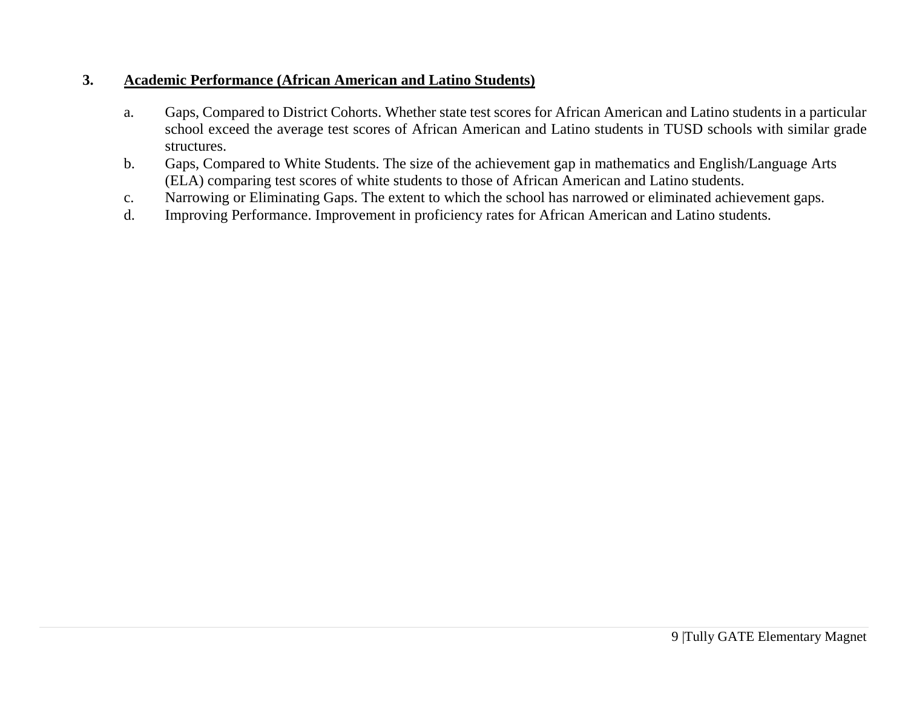### 3. **Academic Performance (African American and Latino Students)**

a. Gaps, Compared to District Cohorts. Whether state test scores for African American and Latino students in a particular school exceed the average test scores of African American and Latino students in TUSD schools with similar grade structures.
b. Gaps, Compared to White Students. The size of the achievement gap in mathematics and English/Language Arts (ELA) comparing test scores of white students to those of African American and Latino students.
c. Narrowing or Eliminating Gaps. The extent to which the school has narrowed or eliminated achievement gaps.
d. Improving Performance. Improvement in proficiency rates for African American and Latino students.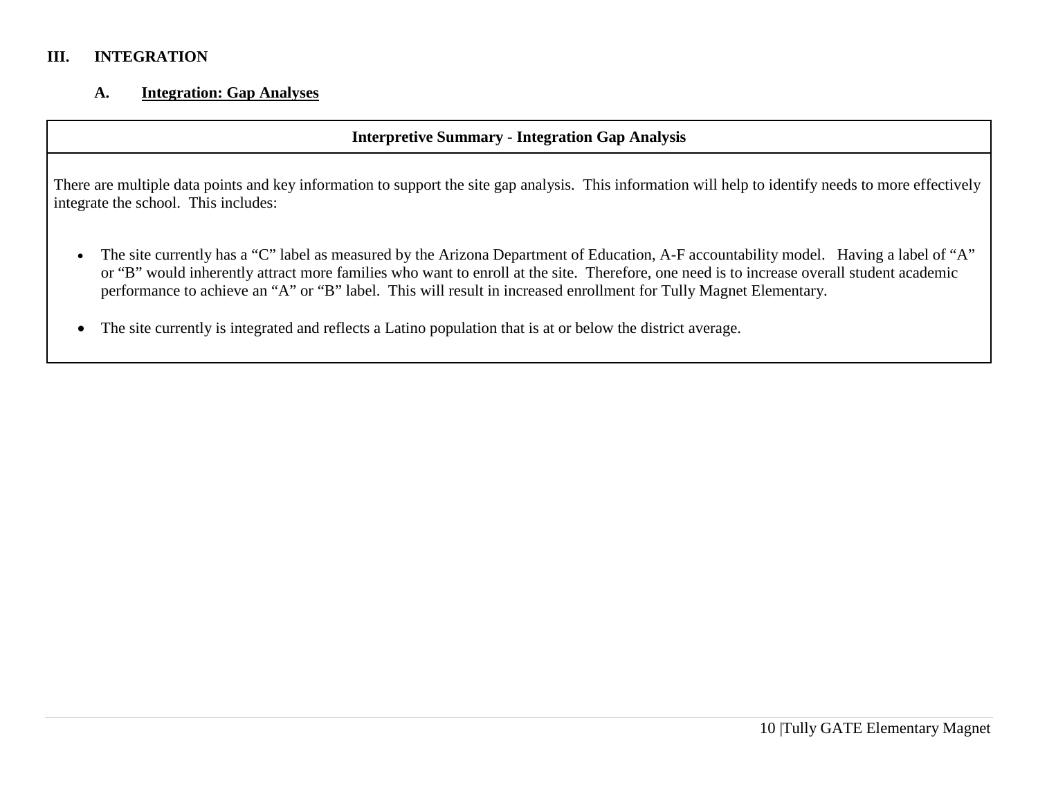## III. INTEGRATION

### A. Integration: Gap Analyses

| Interpretive Summary - Integration Gap Analysis |
| --- |
| There are multiple data points and key information to support the site gap analysis. This information will help to identify needs to more effectively integrate the school. This includes:<br><br>• The site currently has a "C" label as measured by the Arizona Department of Education, A-F accountability model. Having a label of "A" or "B" would inherently attract more families who want to enroll at the site. Therefore, one need is to increase overall student academic performance to achieve an "A" or "B" label. This will result in increased enrollment for Tully Magnet Elementary.<br><br>• The site currently is integrated and reflects a Latino population that is at or below the district average. |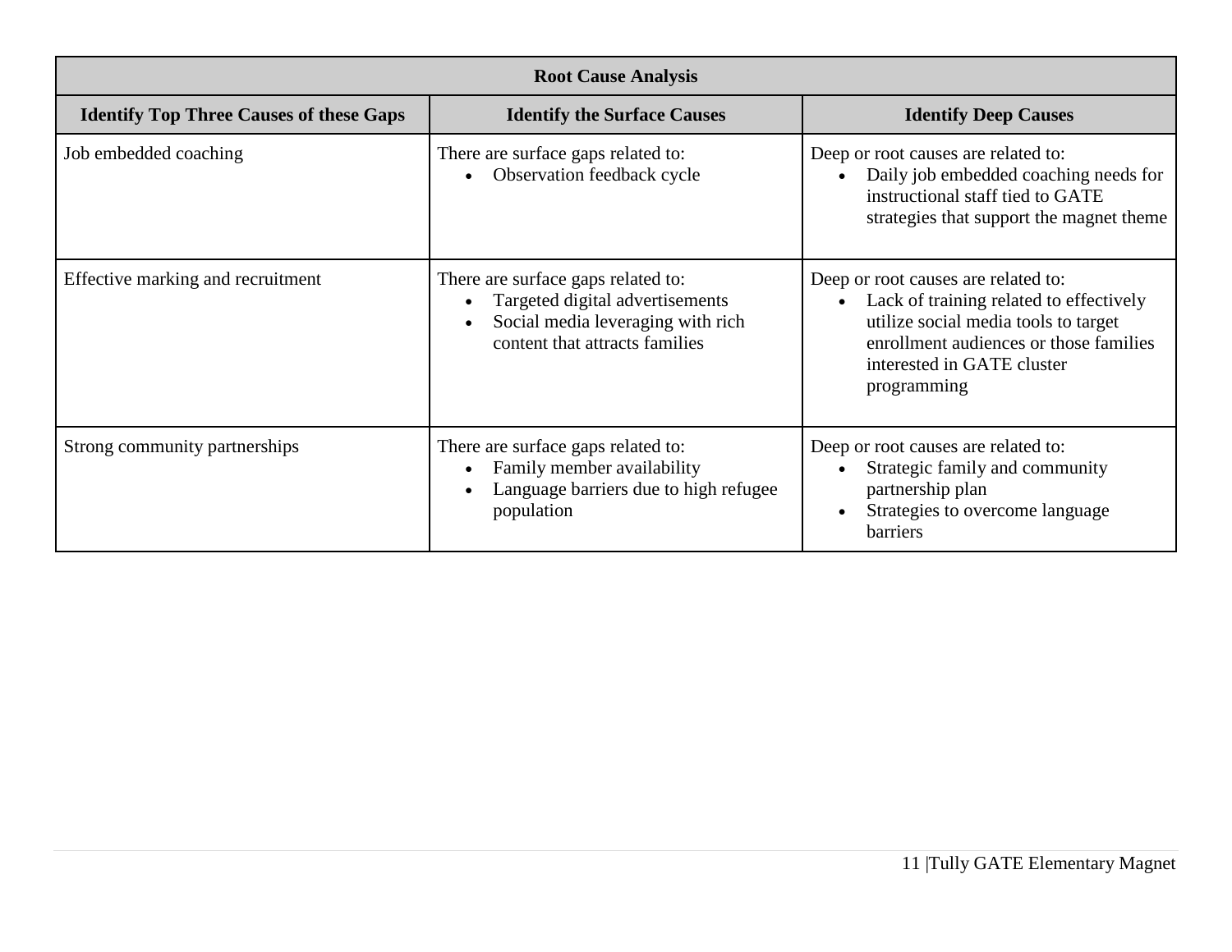| Root Cause Analysis | | |
|---|---|---|
| **Identify Top Three Causes of these Gaps** | **Identify the Surface Causes** | **Identify Deep Causes** |
| Job embedded coaching | There are surface gaps related to: <br>• Observation feedback cycle | Deep or root causes are related to: <br>• Daily job embedded coaching needs for instructional staff tied to GATE strategies that support the magnet theme |
| Effective marking and recruitment | There are surface gaps related to: <br>• Targeted digital advertisements <br>• Social media leveraging with rich content that attracts families | Deep or root causes are related to: <br>• Lack of training related to effectively utilize social media tools to target enrollment audiences or those families interested in GATE cluster programming |
| Strong community partnerships | There are surface gaps related to: <br>• Family member availability <br>• Language barriers due to high refugee population | Deep or root causes are related to: <br>• Strategic family and community partnership plan <br>• Strategies to overcome language barriers |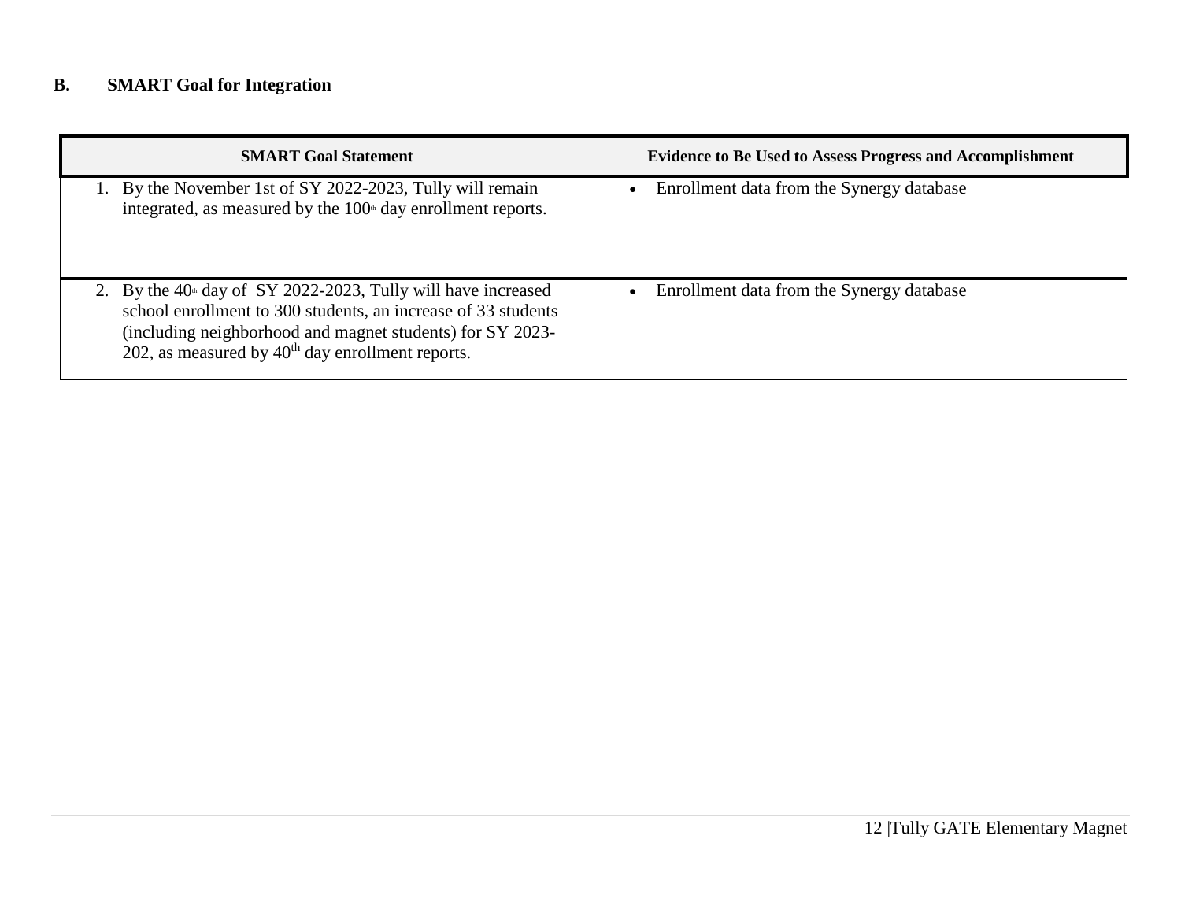## B. SMART Goal for Integration

| SMART Goal Statement | Evidence to Be Used to Assess Progress and Accomplishment |
|---|---|
| 1. By the November 1st of SY 2022-2023, Tully will remain integrated, as measured by the 100th day enrollment reports. | • Enrollment data from the Synergy database |
| 2. By the 40th day of SY 2022-2023, Tully will have increased school enrollment to 300 students, an increase of 33 students (including neighborhood and magnet students) for SY 2023-202, as measured by 40th day enrollment reports. | • Enrollment data from the Synergy database |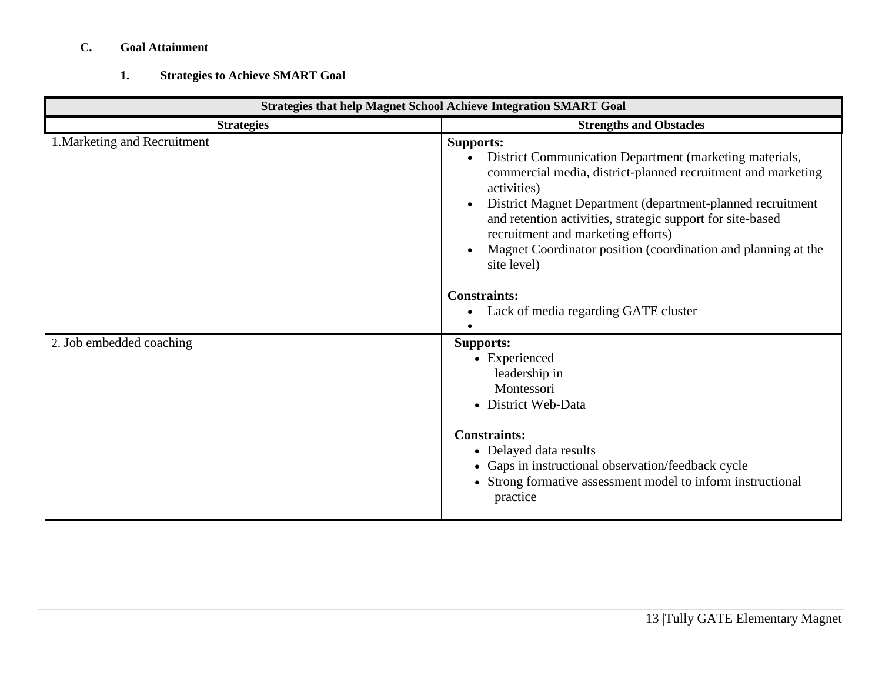## C. Goal Attainment

### 1. Strategies to Achieve SMART Goal

| Strategies that help Magnet School Achieve Integration SMART Goal | |
|---|---|
| **Strategies** | **Strengths and Obstacles** |
| 1.Marketing and Recruitment | **Supports:**<br>• District Communication Department (marketing materials, commercial media, district-planned recruitment and marketing activities)<br>• District Magnet Department (department-planned recruitment and retention activities, strategic support for site-based recruitment and marketing efforts)<br>• Magnet Coordinator position (coordination and planning at the site level)<br><br>**Constraints:**<br>• Lack of media regarding GATE cluster<br>• |
| 2. Job embedded coaching | **Supports:**<br>• Experienced leadership in Montessori<br>• District Web-Data<br><br>**Constraints:**<br>• Delayed data results<br>• Gaps in instructional observation/feedback cycle<br>• Strong formative assessment model to inform instructional practice |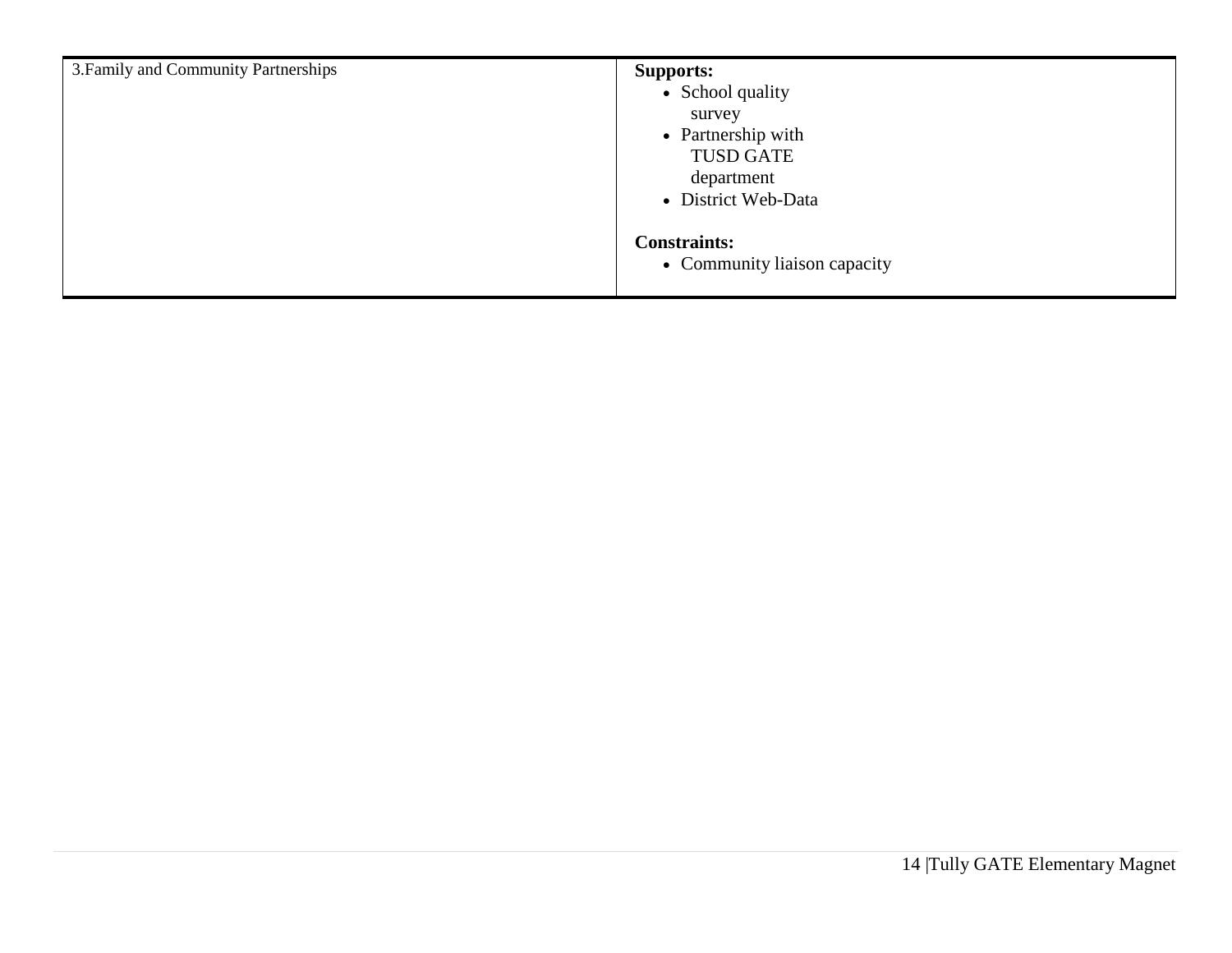| | |
|---|---|
| 3.Family and Community Partnerships | **Supports:**<br>• School quality survey<br>• Partnership with TUSD GATE department<br>• District Web-Data<br><br>**Constraints:**<br>• Community liaison capacity |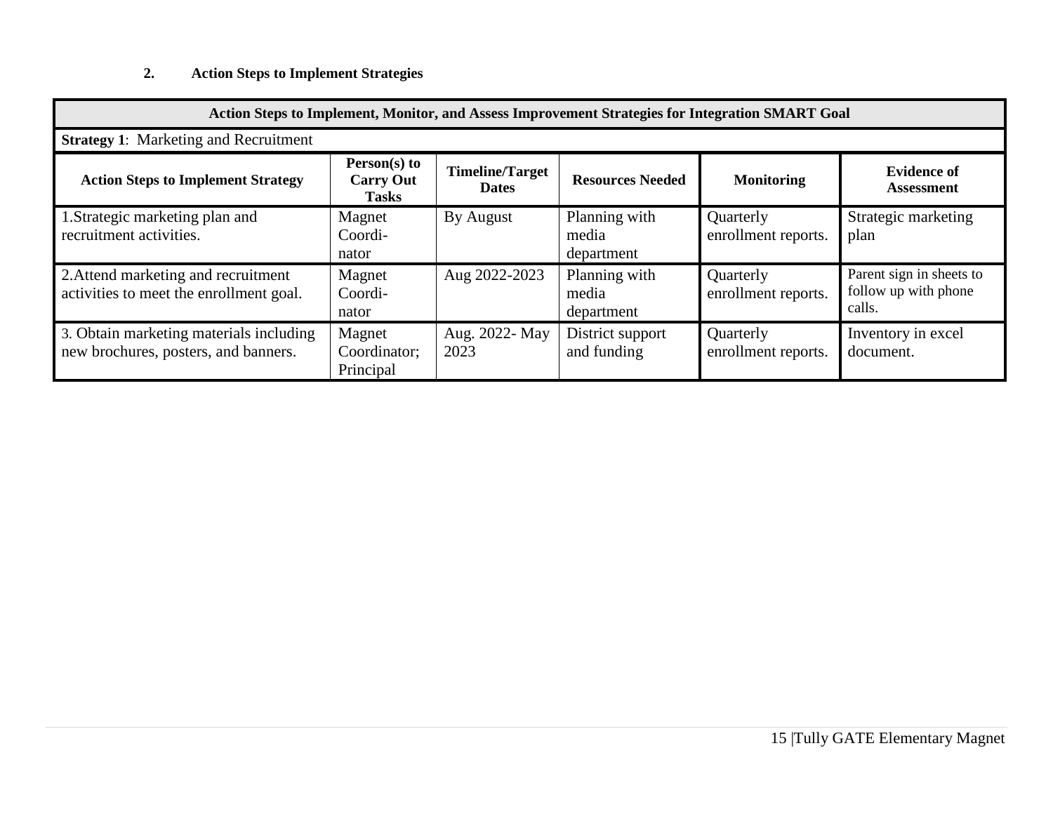## 2. Action Steps to Implement Strategies

| Action Steps to Implement, Monitor, and Assess Improvement Strategies for Integration SMART Goal | | | | | |
|---|---|---|---|---|---|
| **Strategy 1**: Marketing and Recruitment | | | | | |
| **Action Steps to Implement Strategy** | **Person(s) to Carry Out Tasks** | **Timeline/Target Dates** | **Resources Needed** | **Monitoring** | **Evidence of Assessment** |
| 1.Strategic marketing plan and recruitment activities. | Magnet Coordinator | By August | Planning with media department | Quarterly enrollment reports. | Strategic marketing plan |
| 2.Attend marketing and recruitment activities to meet the enrollment goal. | Magnet Coordinator | Aug 2022-2023 | Planning with media department | Quarterly enrollment reports. | Parent sign in sheets to follow up with phone calls. |
| 3. Obtain marketing materials including new brochures, posters, and banners. | Magnet Coordinator; Principal | Aug. 2022- May 2023 | District support and funding | Quarterly enrollment reports. | Inventory in excel document. |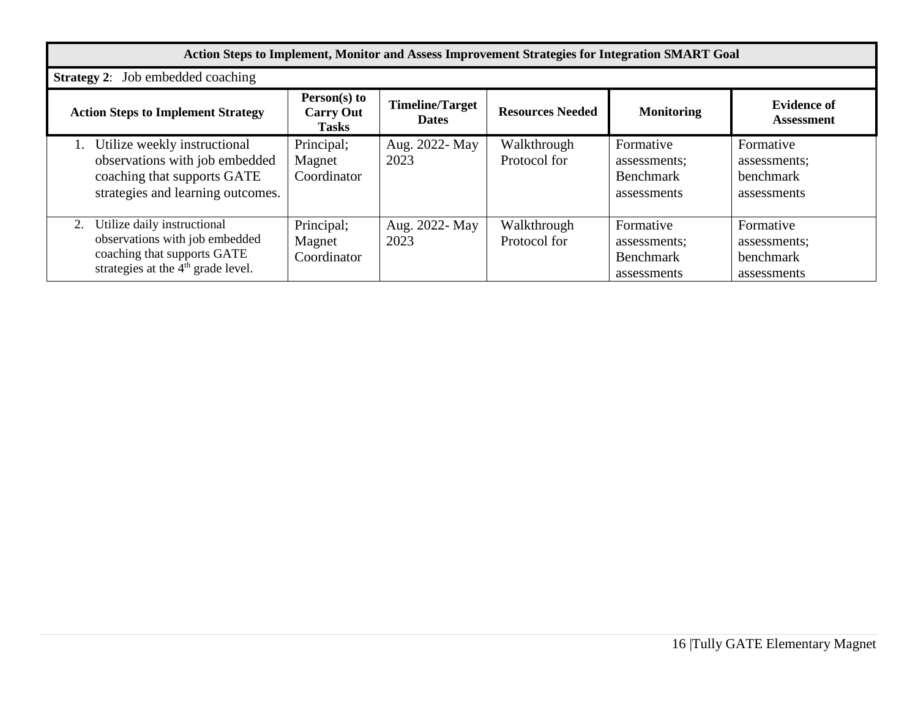| Action Steps to Implement, Monitor and Assess Improvement Strategies for Integration SMART Goal | | | | | |
|---|---|---|---|---|---|
| **Strategy 2**: Job embedded coaching | | | | | |
| **Action Steps to Implement Strategy** | **Person(s) to Carry Out Tasks** | **Timeline/Target Dates** | **Resources Needed** | **Monitoring** | **Evidence of Assessment** |
| 1. Utilize weekly instructional observations with job embedded coaching that supports GATE strategies and learning outcomes. | Principal; Magnet Coordinator | Aug. 2022- May 2023 | Walkthrough Protocol for | Formative assessments; Benchmark assessments | Formative assessments; benchmark assessments |
| 2. Utilize daily instructional observations with job embedded coaching that supports GATE strategies at the 4th grade level. | Principal; Magnet Coordinator | Aug. 2022- May 2023 | Walkthrough Protocol for | Formative assessments; Benchmark assessments | Formative assessments; benchmark assessments |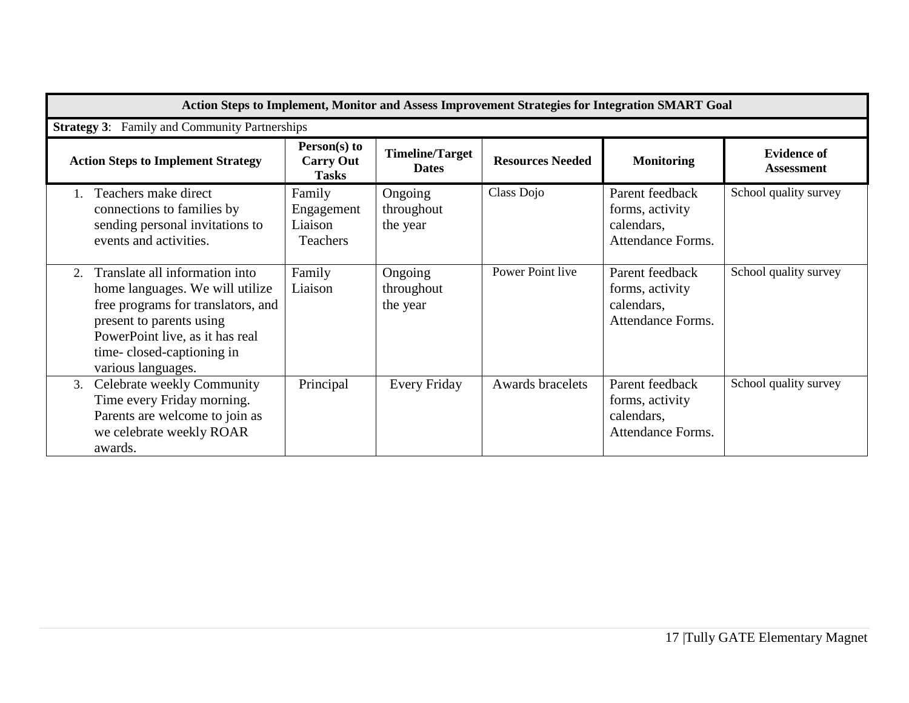| Action Steps to Implement, Monitor and Assess Improvement Strategies for Integration SMART Goal | | | | | |
|---|---|---|---|---|---|
| **Strategy 3**: Family and Community Partnerships | | | | | |
| **Action Steps to Implement Strategy** | **Person(s) to Carry Out Tasks** | **Timeline/Target Dates** | **Resources Needed** | **Monitoring** | **Evidence of Assessment** |
| 1. Teachers make direct connections to families by sending personal invitations to events and activities. | Family Engagement Liaison Teachers | Ongoing throughout the year | Class Dojo | Parent feedback forms, activity calendars, Attendance Forms. | School quality survey |
| 2. Translate all information into home languages. We will utilize free programs for translators, and present to parents using PowerPoint live, as it has real time- closed-captioning in various languages. | Family Liaison | Ongoing throughout the year | Power Point live | Parent feedback forms, activity calendars, Attendance Forms. | School quality survey |
| 3. Celebrate weekly Community Time every Friday morning. Parents are welcome to join as we celebrate weekly ROAR awards. | Principal | Every Friday | Awards bracelets | Parent feedback forms, activity calendars, Attendance Forms. | School quality survey |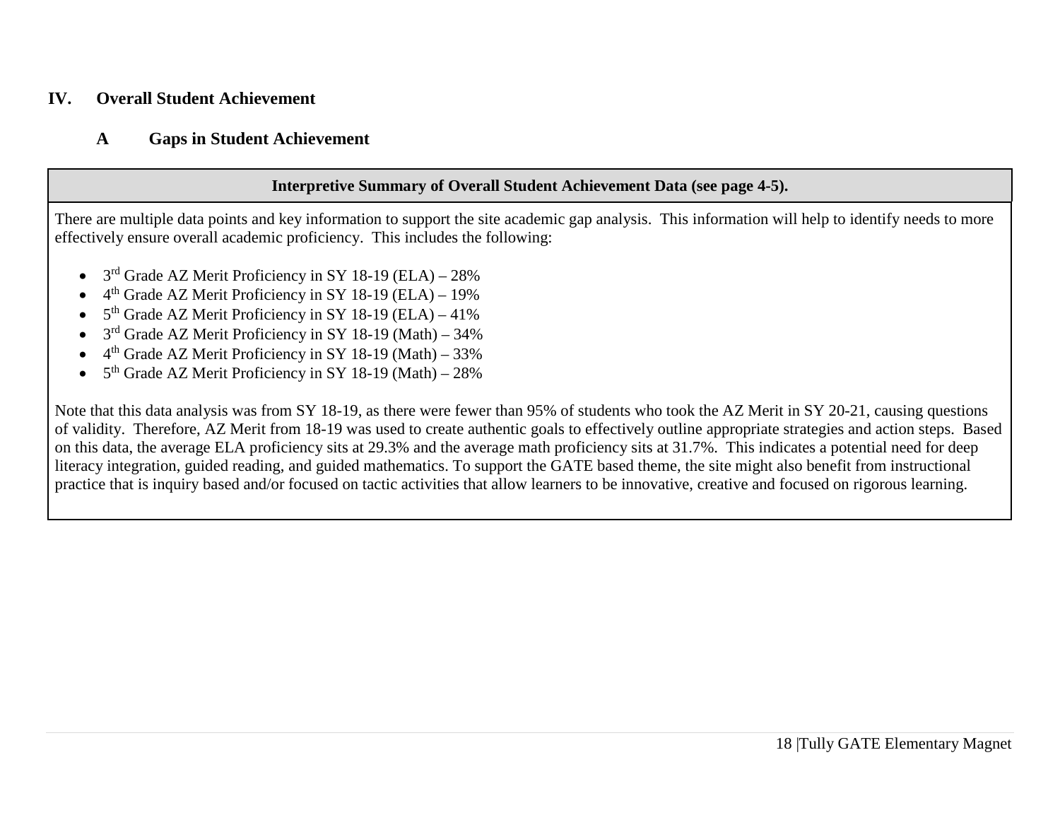## IV. Overall Student Achievement

### A Gaps in Student Achievement

| Interpretive Summary of Overall Student Achievement Data (see page 4-5). |
|---|
| There are multiple data points and key information to support the site academic gap analysis. This information will help to identify needs to more effectively ensure overall academic proficiency. This includes the following:<br><br>• 3rd Grade AZ Merit Proficiency in SY 18-19 (ELA) – 28%<br>• 4th Grade AZ Merit Proficiency in SY 18-19 (ELA) – 19%<br>• 5th Grade AZ Merit Proficiency in SY 18-19 (ELA) – 41%<br>• 3rd Grade AZ Merit Proficiency in SY 18-19 (Math) – 34%<br>• 4th Grade AZ Merit Proficiency in SY 18-19 (Math) – 33%<br>• 5th Grade AZ Merit Proficiency in SY 18-19 (Math) – 28%<br><br>Note that this data analysis was from SY 18-19, as there were fewer than 95% of students who took the AZ Merit in SY 20-21, causing questions of validity. Therefore, AZ Merit from 18-19 was used to create authentic goals to effectively outline appropriate strategies and action steps. Based on this data, the average ELA proficiency sits at 29.3% and the average math proficiency sits at 31.7%. This indicates a potential need for deep literacy integration, guided reading, and guided mathematics. To support the GATE based theme, the site might also benefit from instructional practice that is inquiry based and/or focused on tactic activities that allow learners to be innovative, creative and focused on rigorous learning. |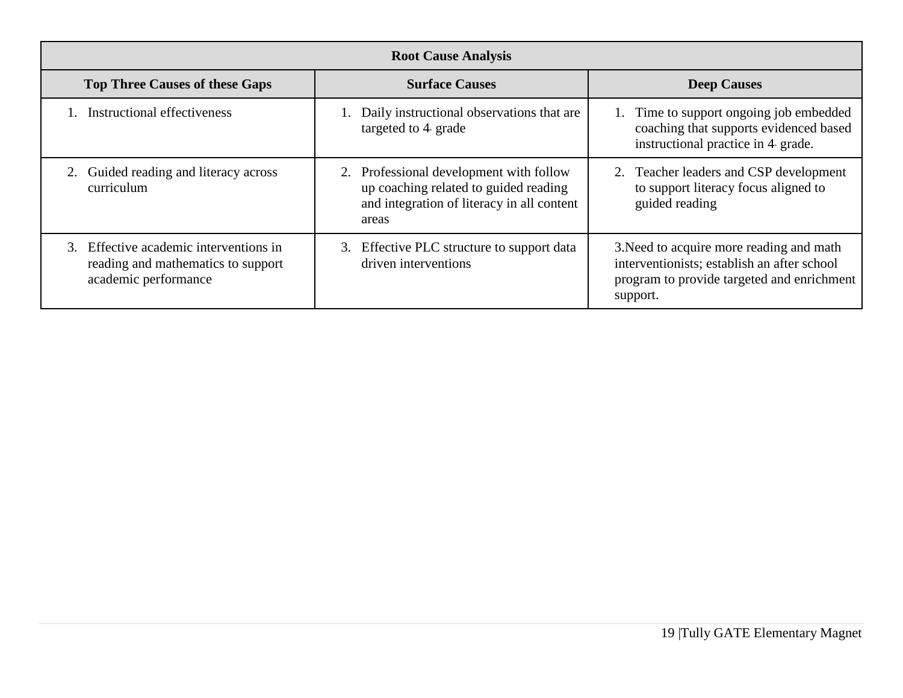| Root Cause Analysis | | |
|---|---|---|
| **Top Three Causes of these Gaps** | **Surface Causes** | **Deep Causes** |
| 1. Instructional effectiveness | 1. Daily instructional observations that are targeted to 4th grade | 1. Time to support ongoing job embedded coaching that supports evidenced based instructional practice in 4th grade. |
| 2. Guided reading and literacy across curriculum | 2. Professional development with follow up coaching related to guided reading and integration of literacy in all content areas | 2. Teacher leaders and CSP development to support literacy focus aligned to guided reading |
| 3. Effective academic interventions in reading and mathematics to support academic performance | 3. Effective PLC structure to support data driven interventions | 3.Need to acquire more reading and math interventionists; establish an after school program to provide targeted and enrichment support. |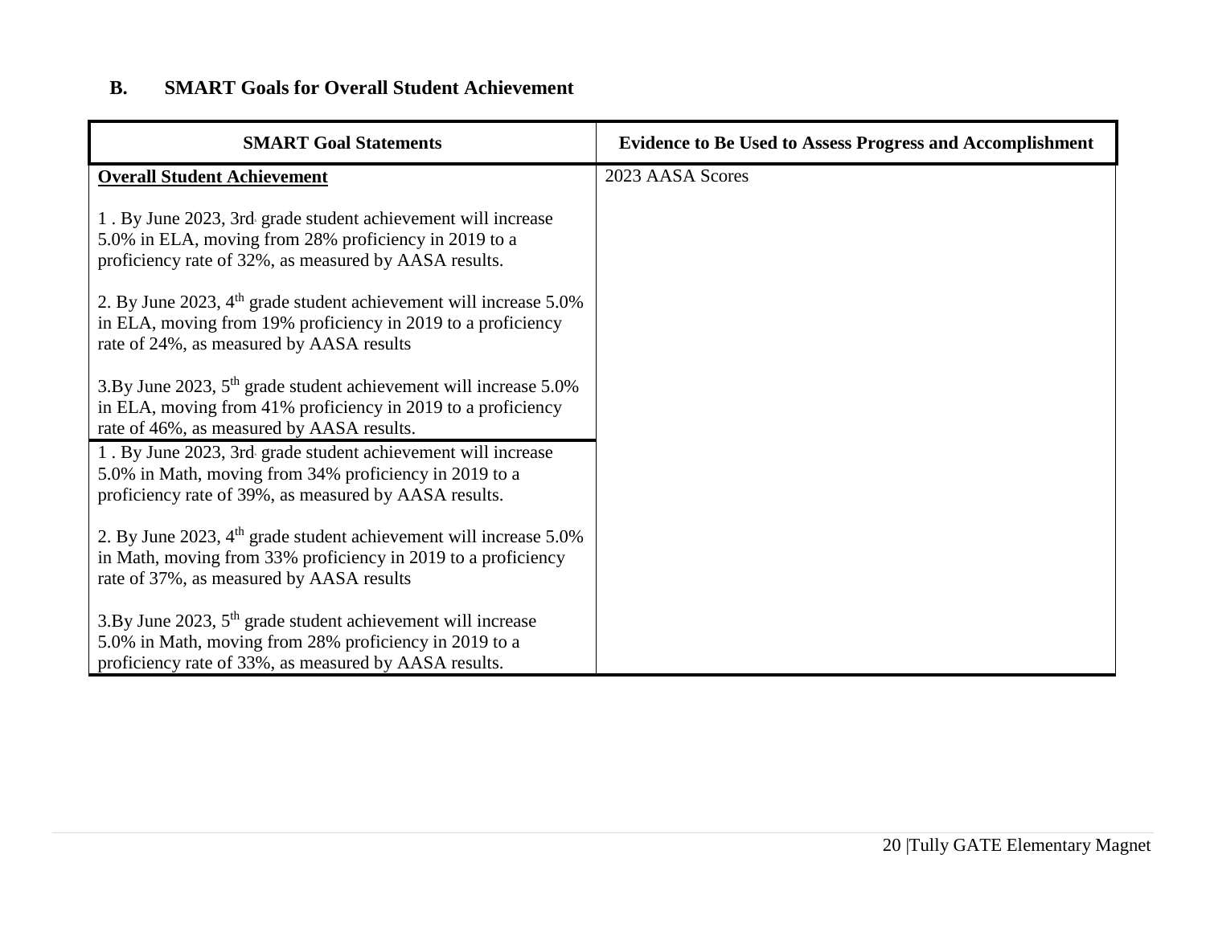### B. SMART Goals for Overall Student Achievement

| SMART Goal Statements | Evidence to Be Used to Assess Progress and Accomplishment |
|---|---|
| **<u>Overall Student Achievement</u>**<br><br>1 . By June 2023, 3rd grade student achievement will increase 5.0% in ELA, moving from 28% proficiency in 2019 to a proficiency rate of 32%, as measured by AASA results.<br><br>2. By June 2023, 4th grade student achievement will increase 5.0% in ELA, moving from 19% proficiency in 2019 to a proficiency rate of 24%, as measured by AASA results<br><br>3.By June 2023, 5th grade student achievement will increase 5.0% in ELA, moving from 41% proficiency in 2019 to a proficiency rate of 46%, as measured by AASA results. | 2023 AASA Scores |
| 1 . By June 2023, 3rd grade student achievement will increase 5.0% in Math, moving from 34% proficiency in 2019 to a proficiency rate of 39%, as measured by AASA results.<br><br>2. By June 2023, 4th grade student achievement will increase 5.0% in Math, moving from 33% proficiency in 2019 to a proficiency rate of 37%, as measured by AASA results<br><br>3.By June 2023, 5th grade student achievement will increase 5.0% in Math, moving from 28% proficiency in 2019 to a proficiency rate of 33%, as measured by AASA results. | |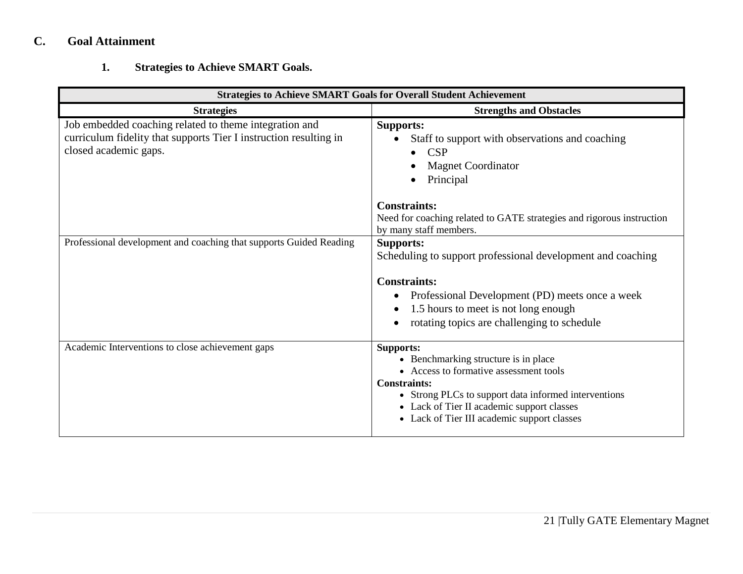## C. Goal Attainment

### 1. Strategies to Achieve SMART Goals.

| Strategies to Achieve SMART Goals for Overall Student Achievement | |
|---|---|
| **Strategies** | **Strengths and Obstacles** |
| Job embedded coaching related to theme integration and curriculum fidelity that supports Tier I instruction resulting in closed academic gaps. | **Supports:**<br>• Staff to support with observations and coaching<br>  • CSP<br>  • Magnet Coordinator<br>  • Principal<br><br>**Constraints:**<br>Need for coaching related to GATE strategies and rigorous instruction by many staff members. |
| Professional development and coaching that supports Guided Reading | **Supports:**<br>Scheduling to support professional development and coaching<br><br>**Constraints:**<br>• Professional Development (PD) meets once a week<br>• 1.5 hours to meet is not long enough<br>• rotating topics are challenging to schedule |
| Academic Interventions to close achievement gaps | **Supports:**<br>• Benchmarking structure is in place<br>• Access to formative assessment tools<br>**Constraints:**<br>• Strong PLCs to support data informed interventions<br>• Lack of Tier II academic support classes<br>• Lack of Tier III academic support classes |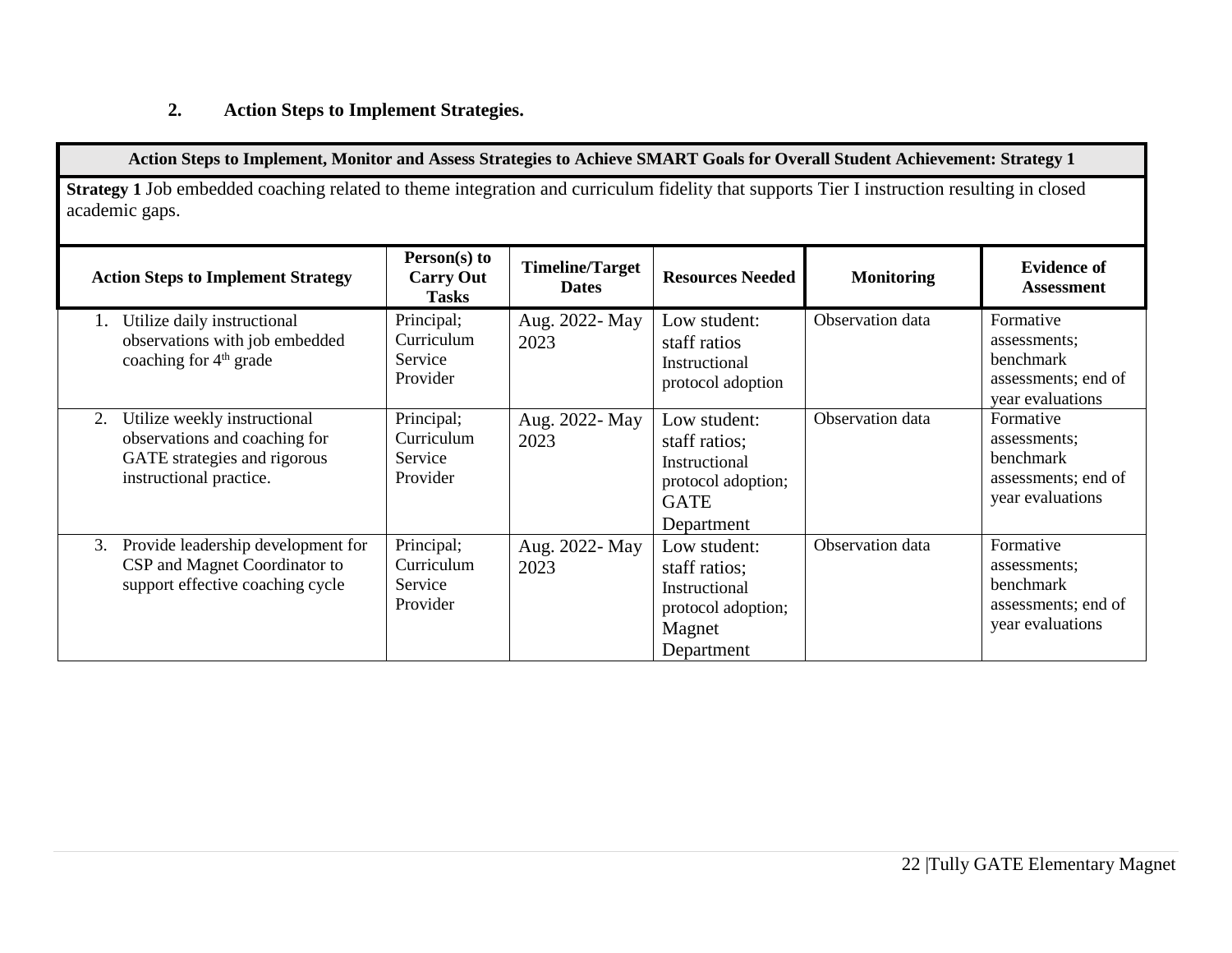## 2. Action Steps to Implement Strategies.

| Action Steps to Implement, Monitor and Assess Strategies to Achieve SMART Goals for Overall Student Achievement: Strategy 1 | | | | | |
|---|---|---|---|---|---|
| **Strategy 1** Job embedded coaching related to theme integration and curriculum fidelity that supports Tier I instruction resulting in closed academic gaps. | | | | | |
| **Action Steps to Implement Strategy** | **Person(s) to Carry Out Tasks** | **Timeline/Target Dates** | **Resources Needed** | **Monitoring** | **Evidence of Assessment** |
| 1. Utilize daily instructional observations with job embedded coaching for 4th grade | Principal; Curriculum Service Provider | Aug. 2022- May 2023 | Low student: staff ratios Instructional protocol adoption | Observation data | Formative assessments; benchmark assessments; end of year evaluations |
| 2. Utilize weekly instructional observations and coaching for GATE strategies and rigorous instructional practice. | Principal; Curriculum Service Provider | Aug. 2022- May 2023 | Low student: staff ratios; Instructional protocol adoption; GATE Department | Observation data | Formative assessments; benchmark assessments; end of year evaluations |
| 3. Provide leadership development for CSP and Magnet Coordinator to support effective coaching cycle | Principal; Curriculum Service Provider | Aug. 2022- May 2023 | Low student: staff ratios; Instructional protocol adoption; Magnet Department | Observation data | Formative assessments; benchmark assessments; end of year evaluations |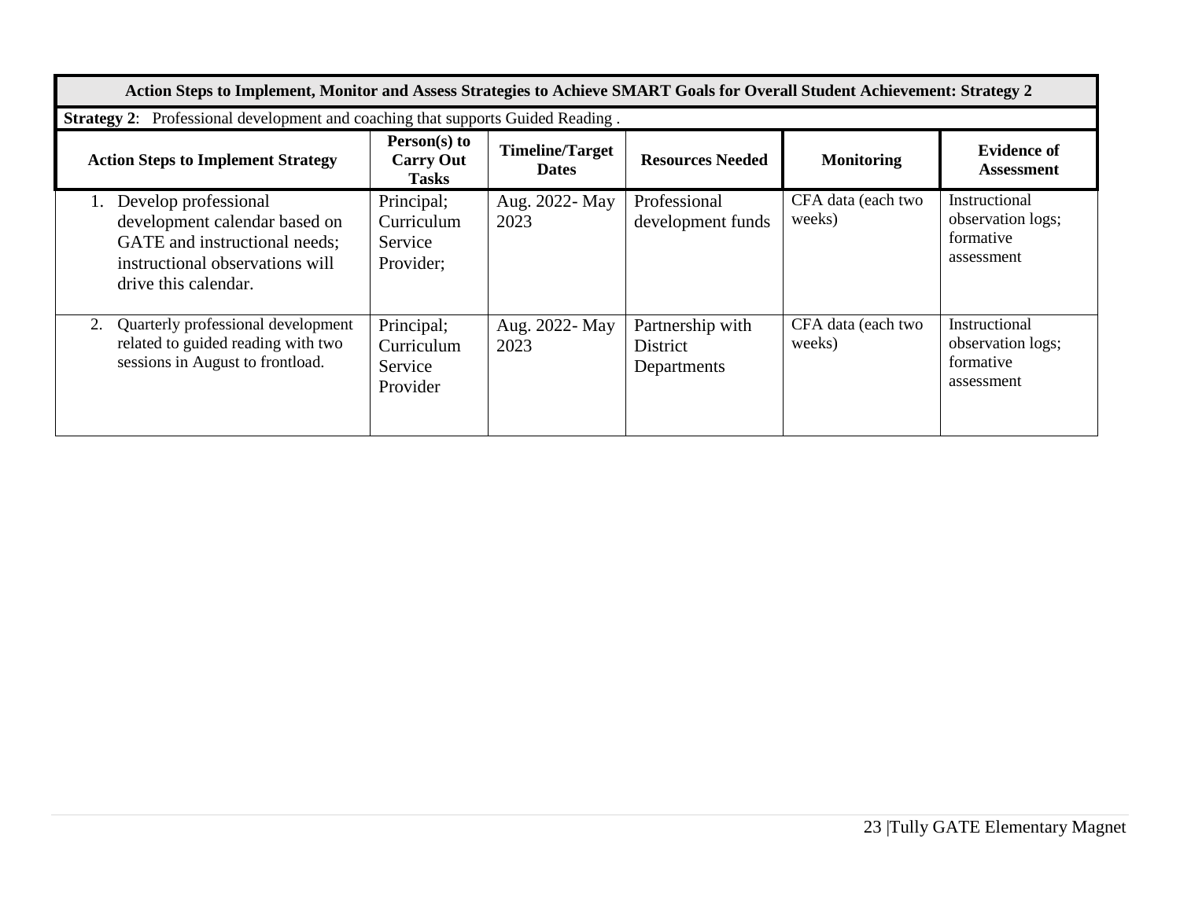| Action Steps to Implement, Monitor and Assess Strategies to Achieve SMART Goals for Overall Student Achievement: Strategy 2 | | | | | |
|---|---|---|---|---|---|
| **Strategy 2**: Professional development and coaching that supports Guided Reading . | | | | | |
| **Action Steps to Implement Strategy** | **Person(s) to Carry Out Tasks** | **Timeline/Target Dates** | **Resources Needed** | **Monitoring** | **Evidence of Assessment** |
| 1. Develop professional development calendar based on GATE and instructional needs; instructional observations will drive this calendar. | Principal; Curriculum Service Provider; | Aug. 2022- May 2023 | Professional development funds | CFA data (each two weeks) | Instructional observation logs; formative assessment |
| 2. Quarterly professional development related to guided reading with two sessions in August to frontload. | Principal; Curriculum Service Provider | Aug. 2022- May 2023 | Partnership with District Departments | CFA data (each two weeks) | Instructional observation logs; formative assessment |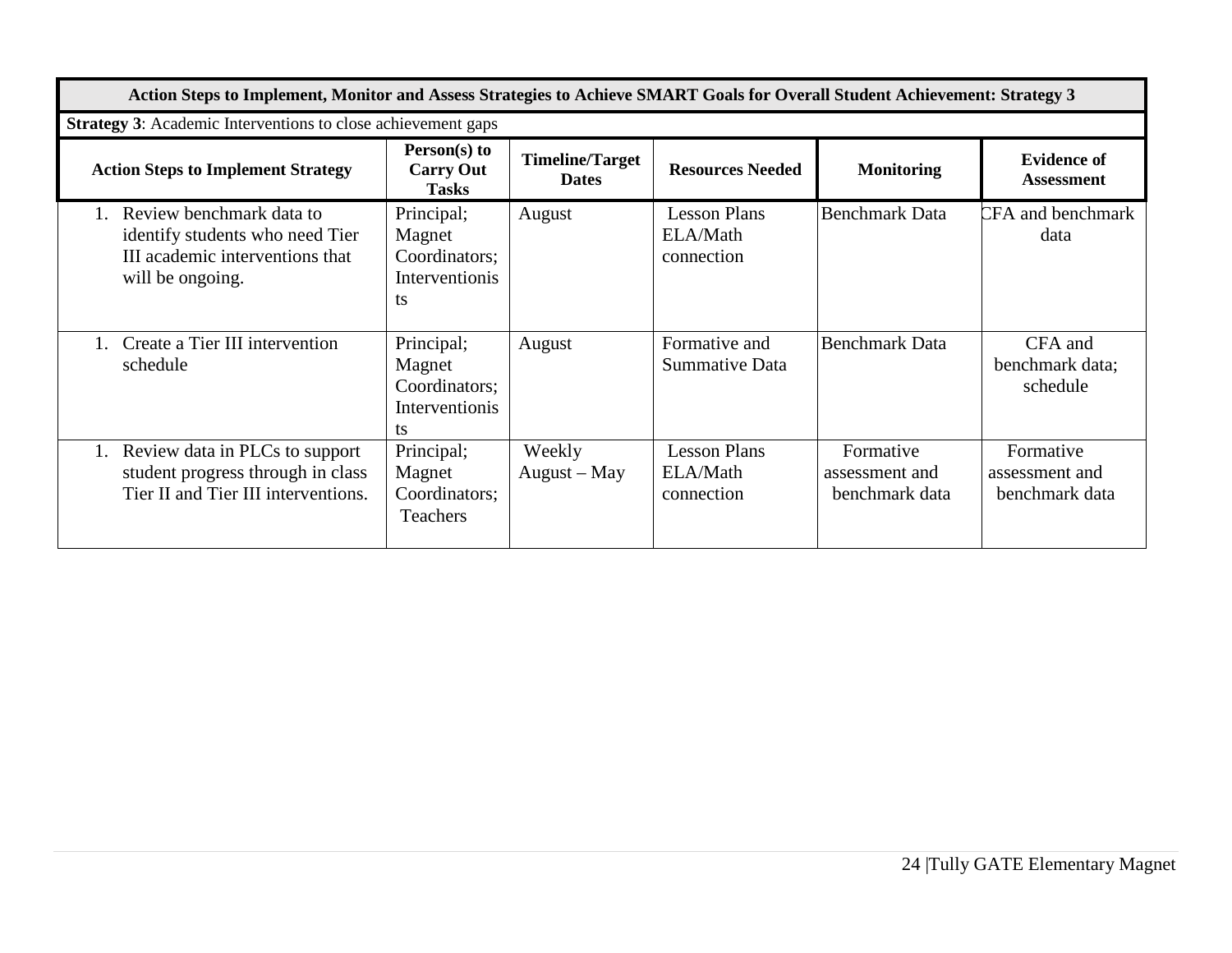| Action Steps to Implement, Monitor and Assess Strategies to Achieve SMART Goals for Overall Student Achievement: Strategy 3 | | | | | |
|---|---|---|---|---|---|
| **Strategy 3**: Academic Interventions to close achievement gaps | | | | | |
| **Action Steps to Implement Strategy** | **Person(s) to Carry Out Tasks** | **Timeline/Target Dates** | **Resources Needed** | **Monitoring** | **Evidence of Assessment** |
| 1. Review benchmark data to identify students who need Tier III academic interventions that will be ongoing. | Principal; Magnet Coordinators; Interventionists | August | Lesson Plans ELA/Math connection | Benchmark Data | CFA and benchmark data |
| 1. Create a Tier III intervention schedule | Principal; Magnet Coordinators; Interventionists | August | Formative and Summative Data | Benchmark Data | CFA and benchmark data; schedule |
| 1. Review data in PLCs to support student progress through in class Tier II and Tier III interventions. | Principal; Magnet Coordinators; Teachers | Weekly August – May | Lesson Plans ELA/Math connection | Formative assessment and benchmark data | Formative assessment and benchmark data |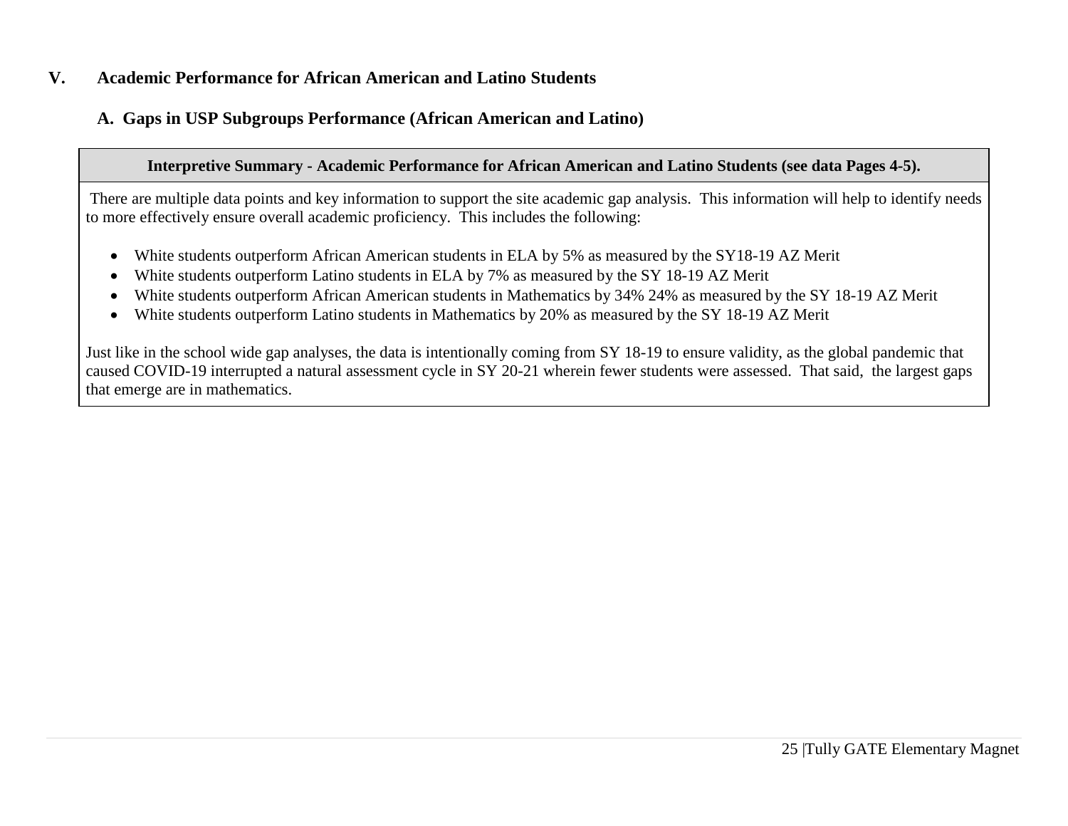## V. Academic Performance for African American and Latino Students

### A. Gaps in USP Subgroups Performance (African American and Latino)

| Interpretive Summary - Academic Performance for African American and Latino Students (see data Pages 4-5). |
|---|
| There are multiple data points and key information to support the site academic gap analysis. This information will help to identify needs to more effectively ensure overall academic proficiency. This includes the following:<br><br>• White students outperform African American students in ELA by 5% as measured by the SY18-19 AZ Merit<br>• White students outperform Latino students in ELA by 7% as measured by the SY 18-19 AZ Merit<br>• White students outperform African American students in Mathematics by 34% 24% as measured by the SY 18-19 AZ Merit<br>• White students outperform Latino students in Mathematics by 20% as measured by the SY 18-19 AZ Merit<br><br>Just like in the school wide gap analyses, the data is intentionally coming from SY 18-19 to ensure validity, as the global pandemic that caused COVID-19 interrupted a natural assessment cycle in SY 20-21 wherein fewer students were assessed. That said, the largest gaps that emerge are in mathematics. |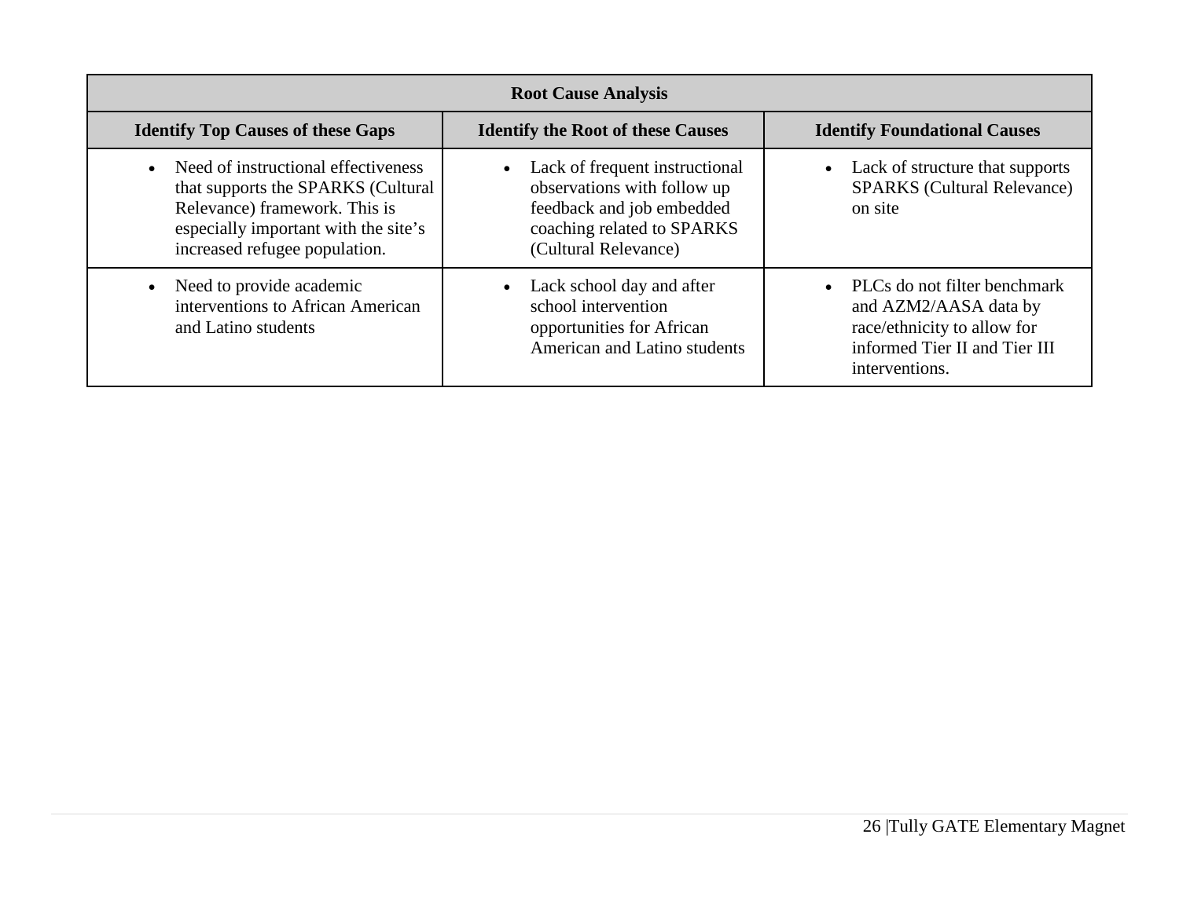| Root Cause Analysis | | |
|---|---|---|
| **Identify Top Causes of these Gaps** | **Identify the Root of these Causes** | **Identify Foundational Causes** |
| • Need of instructional effectiveness that supports the SPARKS (Cultural Relevance) framework. This is especially important with the site's increased refugee population. | • Lack of frequent instructional observations with follow up feedback and job embedded coaching related to SPARKS (Cultural Relevance) | • Lack of structure that supports SPARKS (Cultural Relevance) on site |
| • Need to provide academic interventions to African American and Latino students | • Lack school day and after school intervention opportunities for African American and Latino students | • PLCs do not filter benchmark and AZM2/AASA data by race/ethnicity to allow for informed Tier II and Tier III interventions. |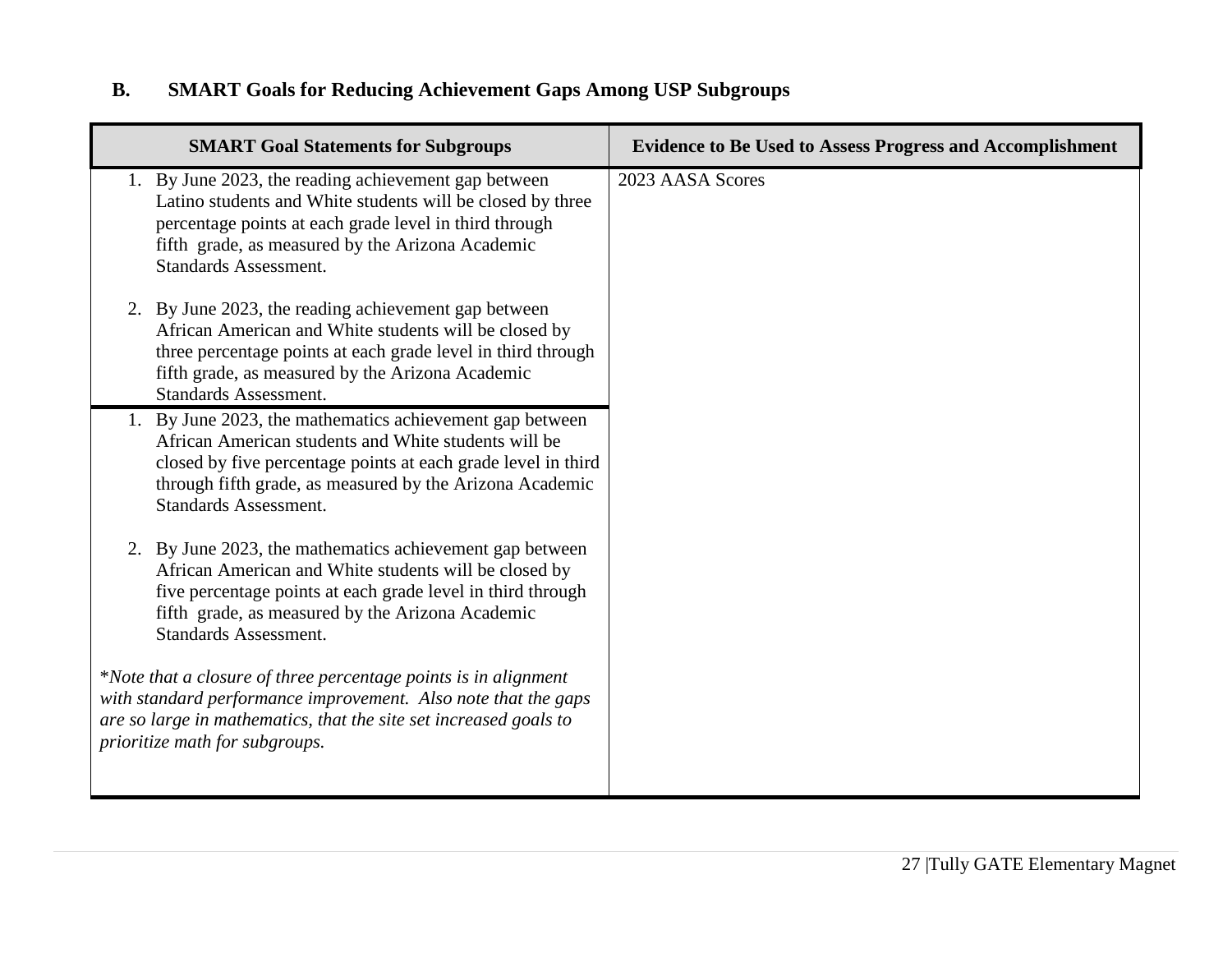## B. SMART Goals for Reducing Achievement Gaps Among USP Subgroups

| SMART Goal Statements for Subgroups | Evidence to Be Used to Assess Progress and Accomplishment |
|---|---|
| 1. By June 2023, the reading achievement gap between Latino students and White students will be closed by three percentage points at each grade level in third through fifth grade, as measured by the Arizona Academic Standards Assessment.<br><br>2. By June 2023, the reading achievement gap between African American and White students will be closed by three percentage points at each grade level in third through fifth grade, as measured by the Arizona Academic Standards Assessment. | 2023 AASA Scores |
| 1. By June 2023, the mathematics achievement gap between African American students and White students will be closed by five percentage points at each grade level in third through fifth grade, as measured by the Arizona Academic Standards Assessment.<br><br>2. By June 2023, the mathematics achievement gap between African American and White students will be closed by five percentage points at each grade level in third through fifth grade, as measured by the Arizona Academic Standards Assessment.<br><br>**Note that a closure of three percentage points is in alignment with standard performance improvement. Also note that the gaps are so large in mathematics, that the site set increased goals to prioritize math for subgroups.* | |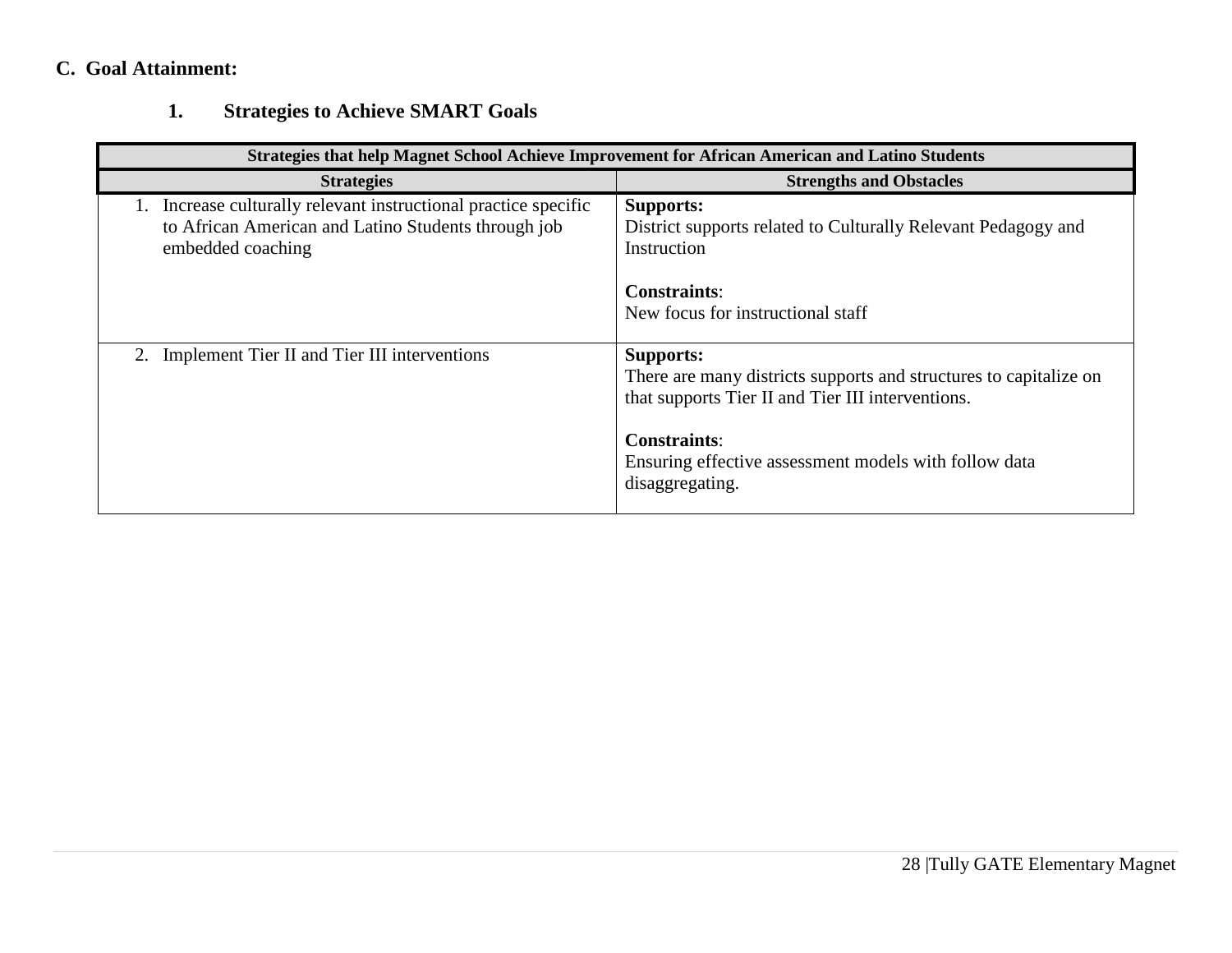### C. Goal Attainment:

#### 1. Strategies to Achieve SMART Goals

| Strategies that help Magnet School Achieve Improvement for African American and Latino Students | |
|---|---|
| **Strategies** | **Strengths and Obstacles** |
| 1. Increase culturally relevant instructional practice specific to African American and Latino Students through job embedded coaching | **Supports:**<br>District supports related to Culturally Relevant Pedagogy and Instruction<br><br>**Constraints**:<br>New focus for instructional staff |
| 2. Implement Tier II and Tier III interventions | **Supports:**<br>There are many districts supports and structures to capitalize on that supports Tier II and Tier III interventions.<br><br>**Constraints**:<br>Ensuring effective assessment models with follow data disaggregating. |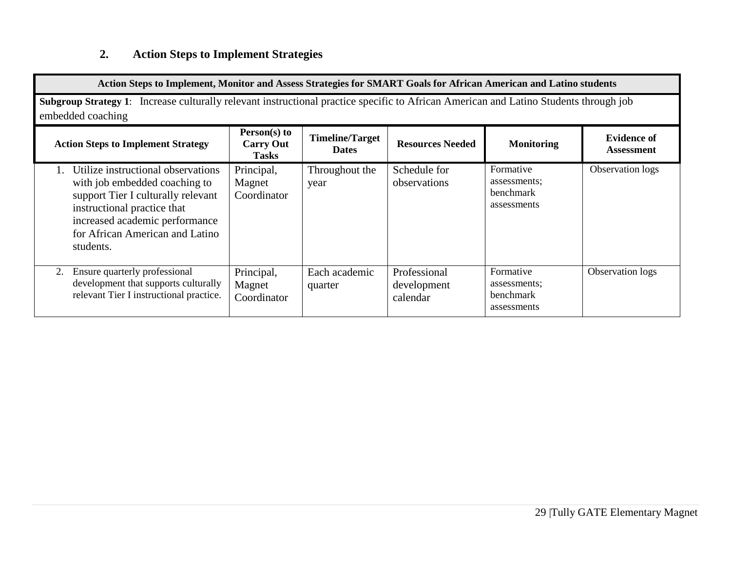## 2. Action Steps to Implement Strategies

| **Action Steps to Implement, Monitor and Assess Strategies for SMART Goals for African American and Latino students** | | | | | |
|---|---|---|---|---|---|
| **Subgroup Strategy 1**: Increase culturally relevant instructional practice specific to African American and Latino Students through job embedded coaching | | | | | |
| **Action Steps to Implement Strategy** | **Person(s) to Carry Out Tasks** | **Timeline/Target Dates** | **Resources Needed** | **Monitoring** | **Evidence of Assessment** |
| 1. Utilize instructional observations with job embedded coaching to support Tier I culturally relevant instructional practice that increased academic performance for African American and Latino students. | Principal, Magnet Coordinator | Throughout the year | Schedule for observations | Formative assessments; benchmark assessments | Observation logs |
| 2. Ensure quarterly professional development that supports culturally relevant Tier I instructional practice. | Principal, Magnet Coordinator | Each academic quarter | Professional development calendar | Formative assessments; benchmark assessments | Observation logs |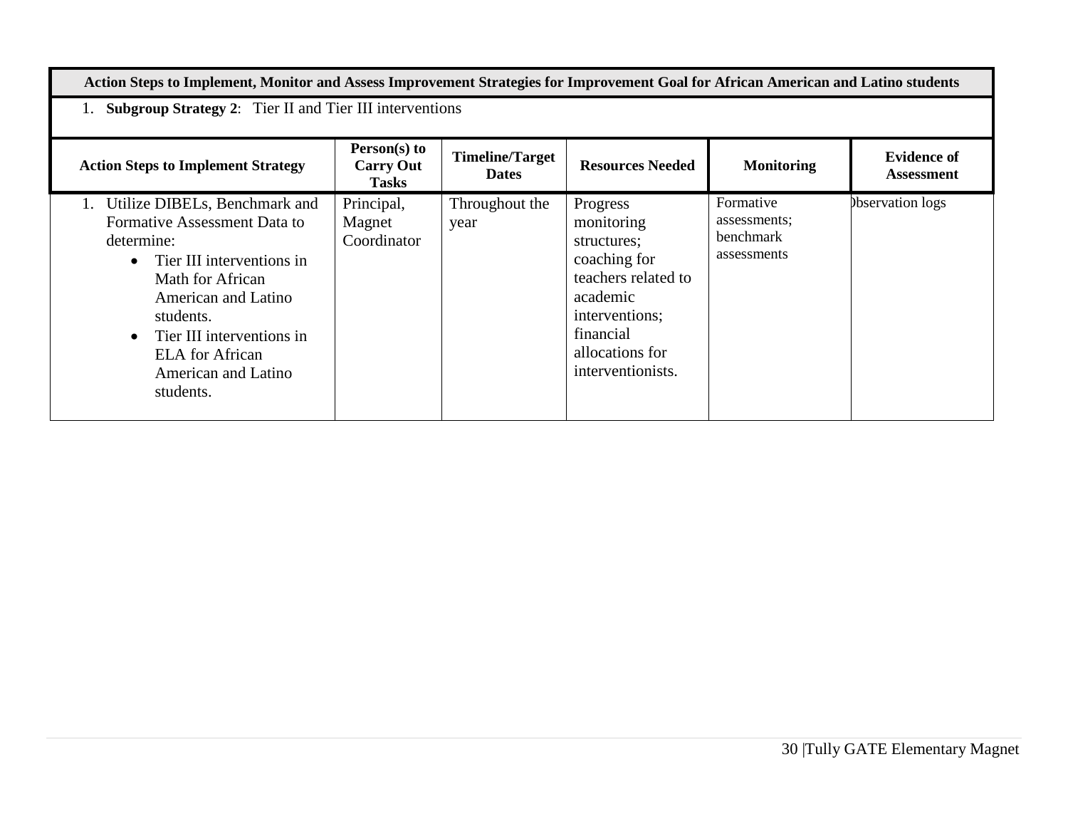| Action Steps to Implement, Monitor and Assess Improvement Strategies for Improvement Goal for African American and Latino students | | | | | |
|---|---|---|---|---|---|
| 1. **Subgroup Strategy 2**: Tier II and Tier III interventions | | | | | |
| **Action Steps to Implement Strategy** | **Person(s) to Carry Out Tasks** | **Timeline/Target Dates** | **Resources Needed** | **Monitoring** | **Evidence of Assessment** |
| 1. Utilize DIBELs, Benchmark and Formative Assessment Data to determine: <br>• Tier III interventions in Math for African American and Latino students. <br>• Tier III interventions in ELA for African American and Latino students. | Principal, Magnet Coordinator | Throughout the year | Progress monitoring structures; coaching for teachers related to academic interventions; financial allocations for interventionists. | Formative assessments; benchmark assessments | Observation logs |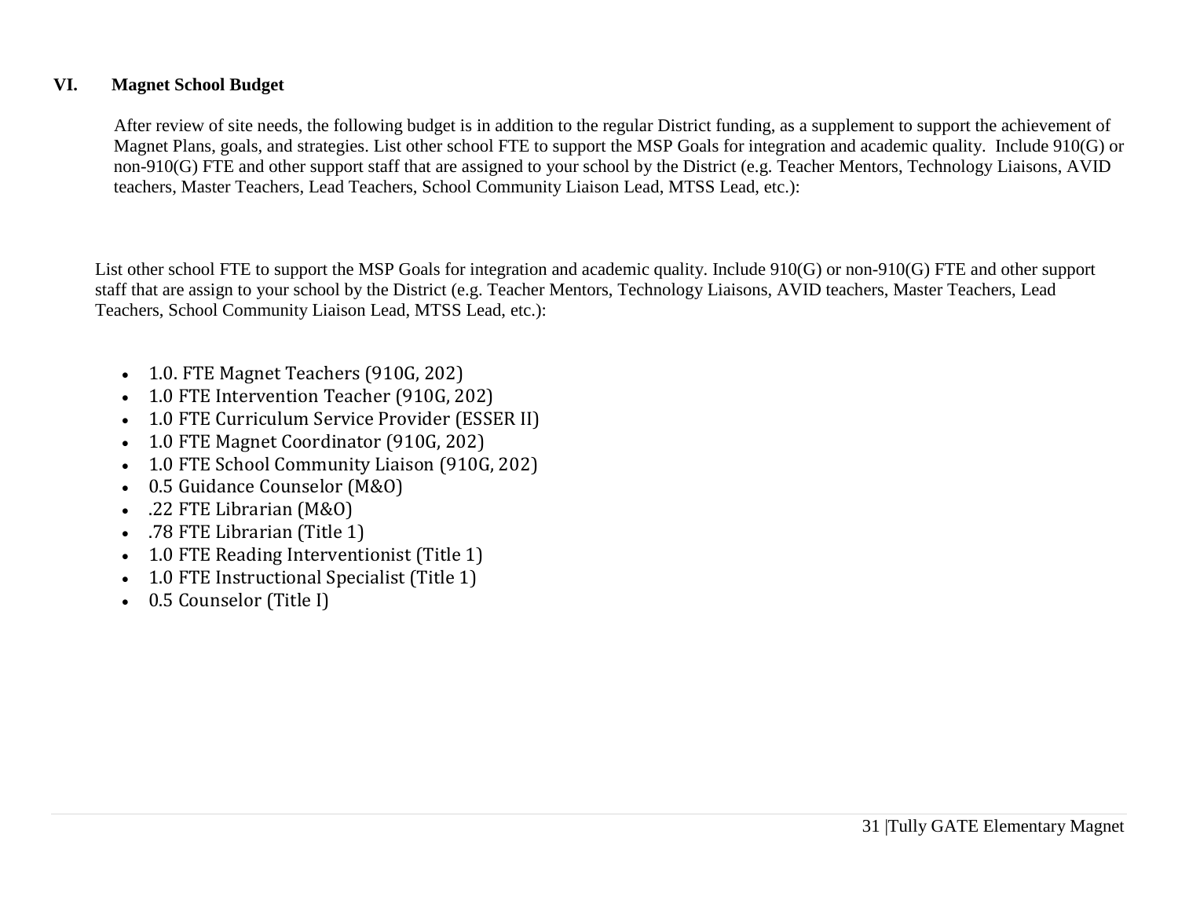## VI. Magnet School Budget

After review of site needs, the following budget is in addition to the regular District funding, as a supplement to support the achievement of Magnet Plans, goals, and strategies. List other school FTE to support the MSP Goals for integration and academic quality. Include 910(G) or non-910(G) FTE and other support staff that are assigned to your school by the District (e.g. Teacher Mentors, Technology Liaisons, AVID teachers, Master Teachers, Lead Teachers, School Community Liaison Lead, MTSS Lead, etc.):

List other school FTE to support the MSP Goals for integration and academic quality. Include 910(G) or non-910(G) FTE and other support staff that are assign to your school by the District (e.g. Teacher Mentors, Technology Liaisons, AVID teachers, Master Teachers, Lead Teachers, School Community Liaison Lead, MTSS Lead, etc.):

- 1.0. FTE Magnet Teachers (910G, 202)
- 1.0 FTE Intervention Teacher (910G, 202)
- 1.0 FTE Curriculum Service Provider (ESSER II)
- 1.0 FTE Magnet Coordinator (910G, 202)
- 1.0 FTE School Community Liaison (910G, 202)
- 0.5 Guidance Counselor (M&O)
- .22 FTE Librarian (M&O)
- .78 FTE Librarian (Title 1)
- 1.0 FTE Reading Interventionist (Title 1)
- 1.0 FTE Instructional Specialist (Title 1)
- 0.5 Counselor (Title I)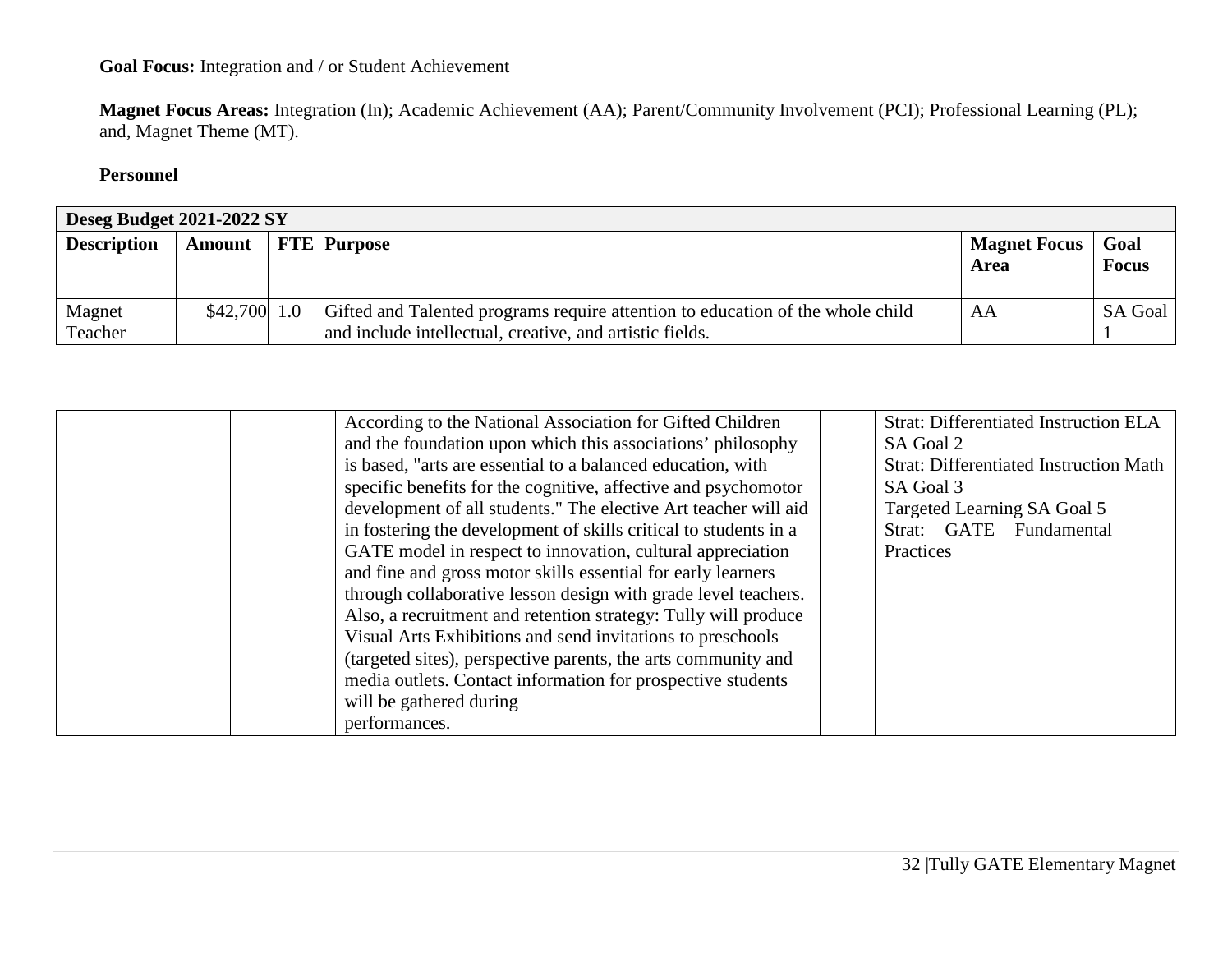**Goal Focus:** Integration and / or Student Achievement

**Magnet Focus Areas:** Integration (In); Academic Achievement (AA); Parent/Community Involvement (PCI); Professional Learning (PL); and, Magnet Theme (MT).

**Personnel**

| **Deseg Budget 2021-2022 SY** | | | | | |
|---|---|---|---|---|---|
| **Description** | **Amount** | **FTE** | **Purpose** | **Magnet Focus Area** | **Goal Focus** |
| Magnet Teacher | $42,700 | 1.0 | Gifted and Talented programs require attention to education of the whole child and include intellectual, creative, and artistic fields. According to the National Association for Gifted Children and the foundation upon which this associations' philosophy is based, "arts are essential to a balanced education, with specific benefits for the cognitive, affective and psychomotor development of all students." The elective Art teacher will aid in fostering the development of skills critical to students in a GATE model in respect to innovation, cultural appreciation and fine and gross motor skills essential for early learners through collaborative lesson design with grade level teachers. Also, a recruitment and retention strategy: Tully will produce Visual Arts Exhibitions and send invitations to preschools (targeted sites), perspective parents, the arts community and media outlets. Contact information for prospective students will be gathered during performances. | AA | SA Goal 1<br>Strat: Differentiated Instruction ELA SA Goal 2<br>Strat: Differentiated Instruction Math SA Goal 3<br>Targeted Learning SA Goal 5<br>Strat: GATE Fundamental Practices |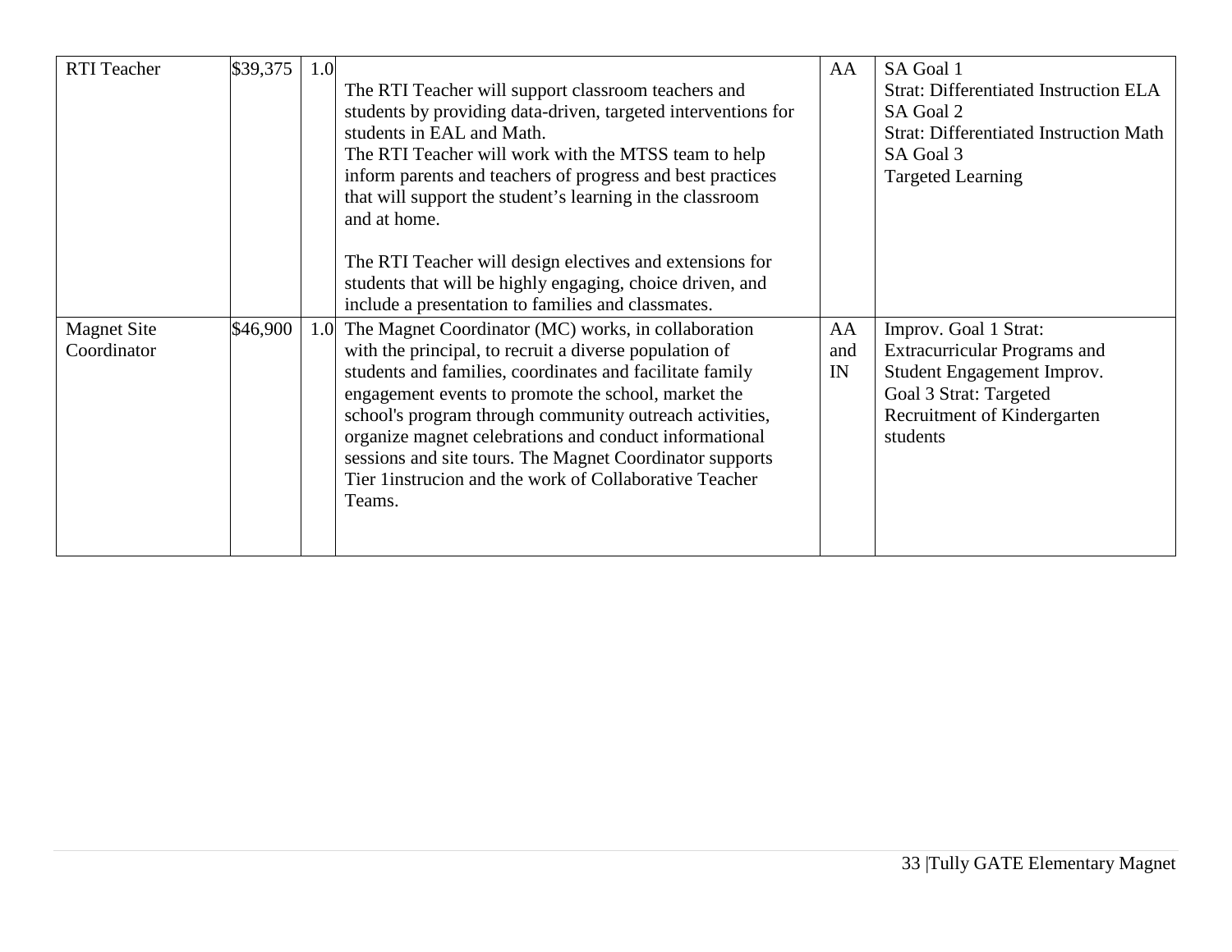| RTI Teacher | $39,375 | 1.0 | The RTI Teacher will support classroom teachers and students by providing data-driven, targeted interventions for students in EAL and Math.<br>The RTI Teacher will work with the MTSS team to help inform parents and teachers of progress and best practices that will support the student's learning in the classroom and at home.<br><br>The RTI Teacher will design electives and extensions for students that will be highly engaging, choice driven, and include a presentation to families and classmates. | AA | SA Goal 1<br>Strat: Differentiated Instruction ELA<br>SA Goal 2<br>Strat: Differentiated Instruction Math<br>SA Goal 3<br>Targeted Learning |
|---|---|---|---|---|---|
| Magnet Site Coordinator | $46,900 | 1.0 | The Magnet Coordinator (MC) works, in collaboration with the principal, to recruit a diverse population of students and families, coordinates and facilitate family engagement events to promote the school, market the school's program through community outreach activities, organize magnet celebrations and conduct informational sessions and site tours. The Magnet Coordinator supports Tier 1instrucion and the work of Collaborative Teacher Teams. | AA and IN | Improv. Goal 1 Strat: Extracurricular Programs and Student Engagement Improv. Goal 3 Strat: Targeted Recruitment of Kindergarten students |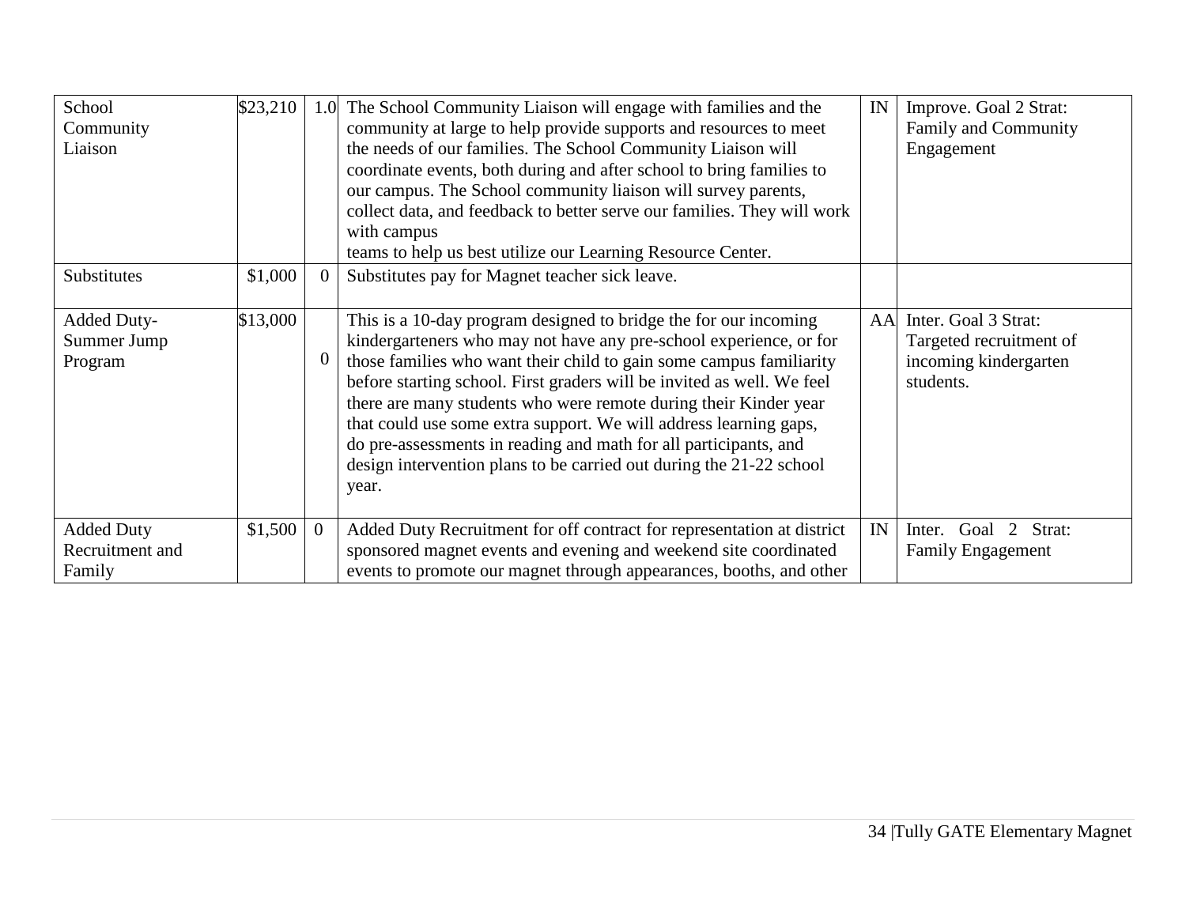| School Community Liaison | $23,210 | 1.0 | The School Community Liaison will engage with families and the community at large to help provide supports and resources to meet the needs of our families. The School Community Liaison will coordinate events, both during and after school to bring families to our campus. The School community liaison will survey parents, collect data, and feedback to better serve our families. They will work with campus teams to help us best utilize our Learning Resource Center. | IN | Improve. Goal 2 Strat: Family and Community Engagement |
|---|---|---|---|---|---|
| Substitutes | $1,000 | 0 | Substitutes pay for Magnet teacher sick leave. | | |
| Added Duty- Summer Jump Program | $13,000 | 0 | This is a 10-day program designed to bridge the for our incoming kindergarteners who may not have any pre-school experience, or for those families who want their child to gain some campus familiarity before starting school. First graders will be invited as well. We feel there are many students who were remote during their Kinder year that could use some extra support. We will address learning gaps, do pre-assessments in reading and math for all participants, and design intervention plans to be carried out during the 21-22 school year. | AA | Inter. Goal 3 Strat: Targeted recruitment of incoming kindergarten students. |
| Added Duty Recruitment and Family | $1,500 | 0 | Added Duty Recruitment for off contract for representation at district sponsored magnet events and evening and weekend site coordinated events to promote our magnet through appearances, booths, and other | IN | Inter. Goal 2 Strat: Family Engagement |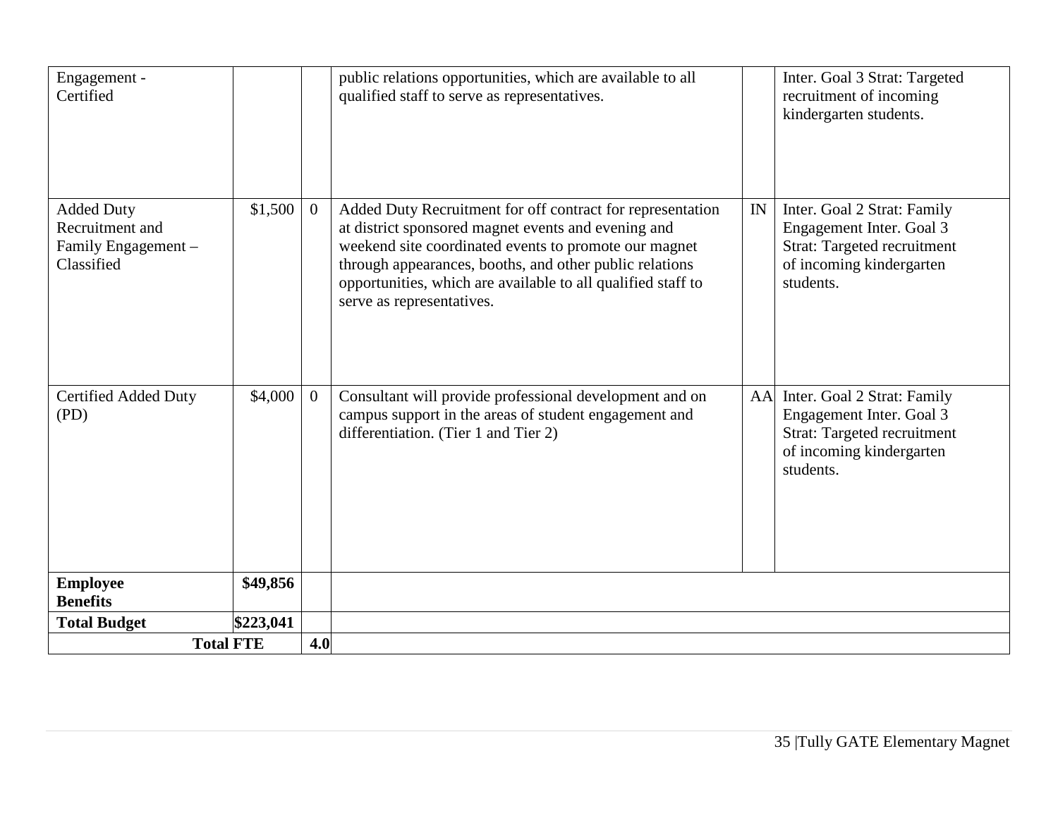| | | | | | |
|---|---|---|---|---|---|
| Engagement - Certified | | | public relations opportunities, which are available to all qualified staff to serve as representatives. | | Inter. Goal 3 Strat: Targeted recruitment of incoming kindergarten students. |
| Added Duty Recruitment and Family Engagement – Classified | $1,500 | 0 | Added Duty Recruitment for off contract for representation at district sponsored magnet events and evening and weekend site coordinated events to promote our magnet through appearances, booths, and other public relations opportunities, which are available to all qualified staff to serve as representatives. | IN | Inter. Goal 2 Strat: Family Engagement Inter. Goal 3 Strat: Targeted recruitment of incoming kindergarten students. |
| Certified Added Duty (PD) | $4,000 | 0 | Consultant will provide professional development and on campus support in the areas of student engagement and differentiation. (Tier 1 and Tier 2) | AA | Inter. Goal 2 Strat: Family Engagement Inter. Goal 3 Strat: Targeted recruitment of incoming kindergarten students. |
| **Employee Benefits** | **$49,856** | | | | |
| **Total Budget** | **$223,041** | | | | |
| **Total FTE** | | **4.0** | | | |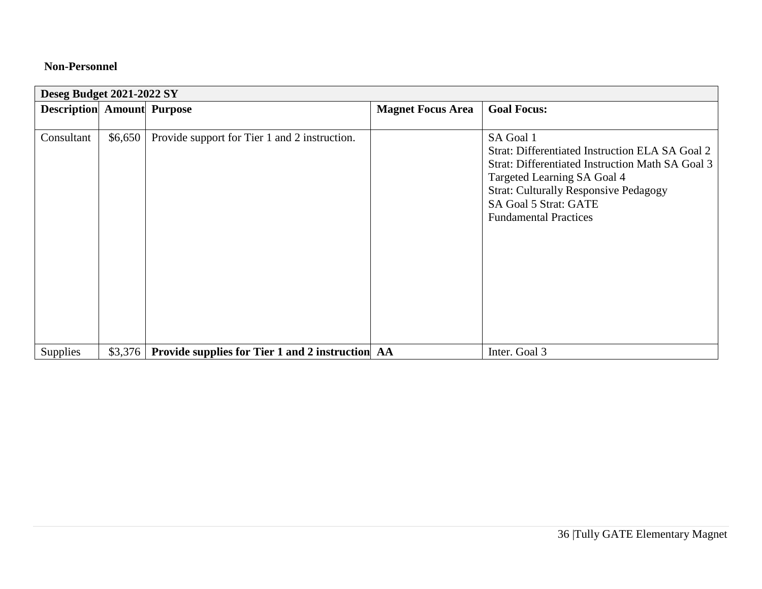**Non-Personnel**

| Deseg Budget 2021-2022 SY | | | | |
|---|---|---|---|---|
| **Description** | **Amount** | **Purpose** | **Magnet Focus Area** | **Goal Focus:** |
| Consultant | $6,650 | Provide support for Tier 1 and 2 instruction. | | SA Goal 1<br>Strat: Differentiated Instruction ELA SA Goal 2<br>Strat: Differentiated Instruction Math SA Goal 3<br>Targeted Learning SA Goal 4<br>Strat: Culturally Responsive Pedagogy<br>SA Goal 5 Strat: GATE<br>Fundamental Practices |
| Supplies | $3,376 | **Provide supplies for Tier 1 and 2 instruction** | **AA** | Inter. Goal 3 |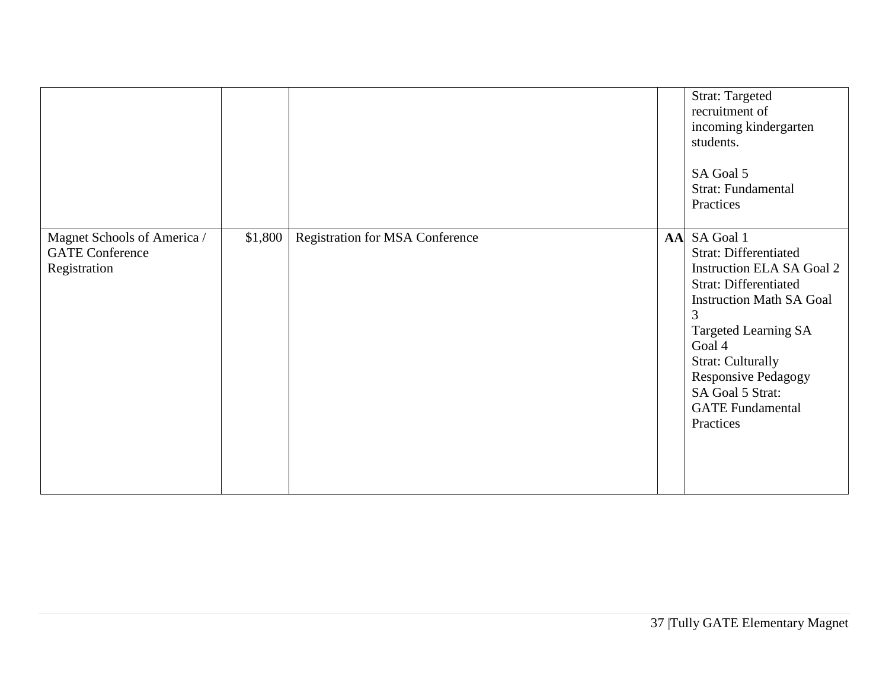| | | | | |
|---|---|---|---|---|
| | | | | Strat: Targeted recruitment of incoming kindergarten students.<br><br>SA Goal 5<br>Strat: Fundamental Practices |
| Magnet Schools of America / GATE Conference Registration | $1,800 | Registration for MSA Conference | **AA** | SA Goal 1<br>Strat: Differentiated Instruction ELA SA Goal 2<br>Strat: Differentiated Instruction Math SA Goal 3<br>Targeted Learning SA Goal 4<br>Strat: Culturally Responsive Pedagogy<br>SA Goal 5 Strat:<br>GATE Fundamental Practices |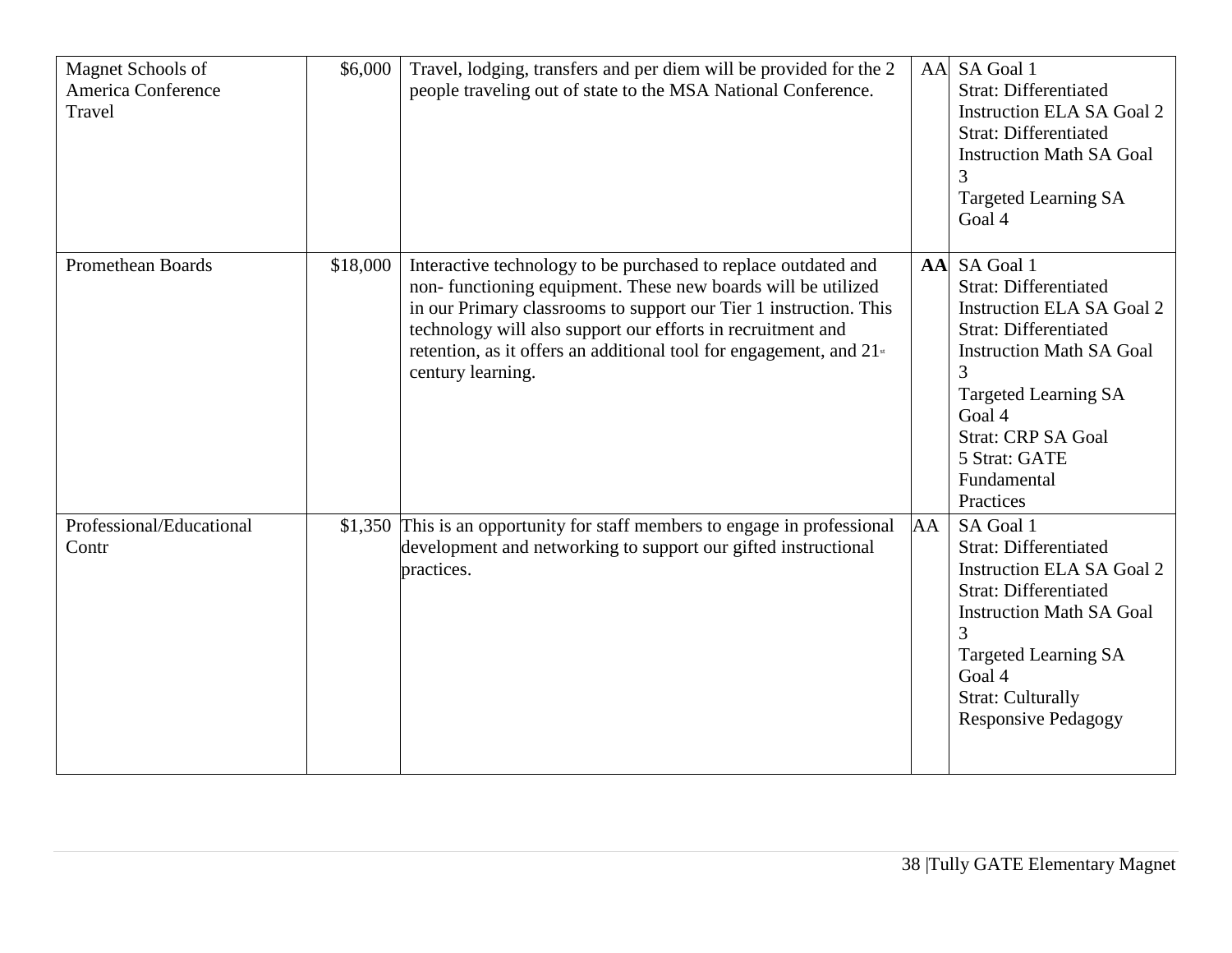| | | | | |
|---|---|---|---|---|
| Magnet Schools of America Conference Travel | \$6,000 | Travel, lodging, transfers and per diem will be provided for the 2 people traveling out of state to the MSA National Conference. | AA | SA Goal 1 Strat: Differentiated Instruction ELA SA Goal 2 Strat: Differentiated Instruction Math SA Goal 3 Targeted Learning SA Goal 4 |
| Promethean Boards | \$18,000 | Interactive technology to be purchased to replace outdated and non- functioning equipment. These new boards will be utilized in our Primary classrooms to support our Tier 1 instruction. This technology will also support our efforts in recruitment and retention, as it offers an additional tool for engagement, and 21st century learning. | **AA** | SA Goal 1 Strat: Differentiated Instruction ELA SA Goal 2 Strat: Differentiated Instruction Math SA Goal 3 Targeted Learning SA Goal 4 Strat: CRP SA Goal 5 Strat: GATE Fundamental Practices |
| Professional/Educational Contr | \$1,350 | This is an opportunity for staff members to engage in professional development and networking to support our gifted instructional practices. | AA | SA Goal 1 Strat: Differentiated Instruction ELA SA Goal 2 Strat: Differentiated Instruction Math SA Goal 3 Targeted Learning SA Goal 4 Strat: Culturally Responsive Pedagogy |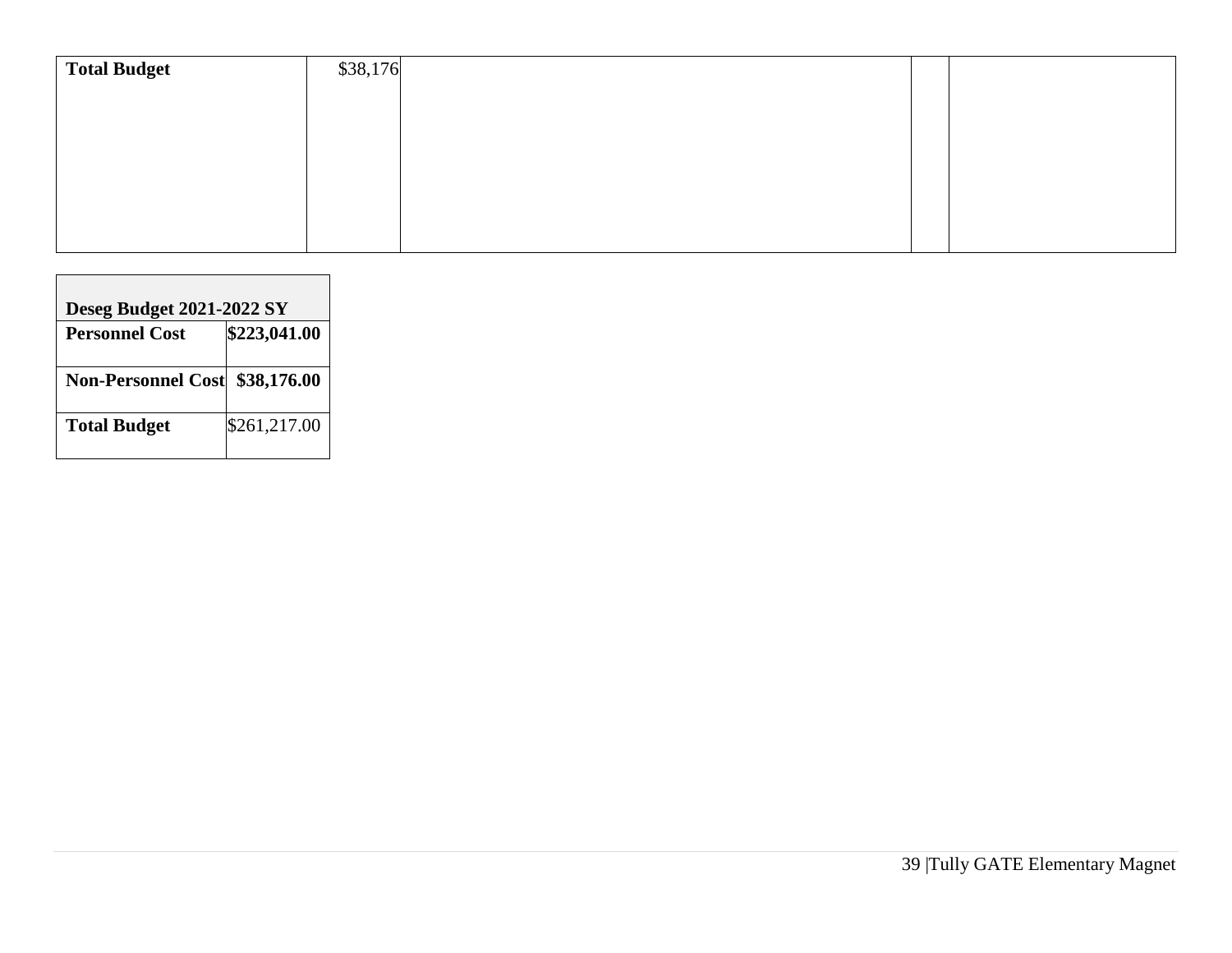| | | | | |
|---|---|---|---|---|
| **Total Budget** | $38,176 | | | |

| **Deseg Budget 2021-2022 SY** | |
|---|---|
| **Personnel Cost** | **$223,041.00** |
| **Non-Personnel Cost** | **$38,176.00** |
| **Total Budget** | $261,217.00 |